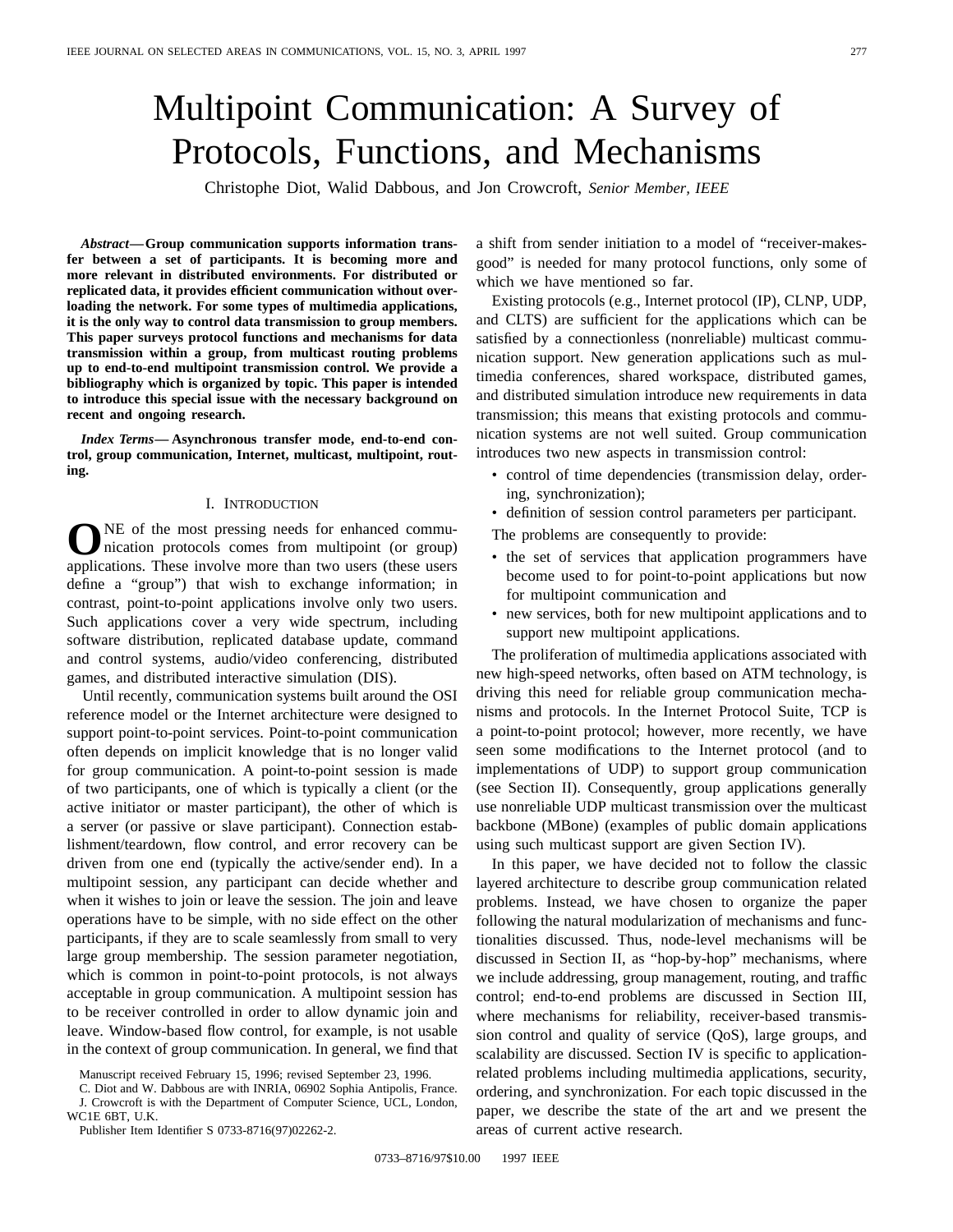# Multipoint Communication: A Survey of Protocols, Functions, and Mechanisms

Christophe Diot, Walid Dabbous, and Jon Crowcroft, *Senior Member, IEEE*

***Abstract*— Group communication supports information transfer between a set of participants. It is becoming more and more relevant in distributed environments. For distributed or replicated data, it provides efficient communication without overloading the network. For some types of multimedia applications, it is the only way to control data transmission to group members. This paper surveys protocol functions and mechanisms for data transmission within a group, from multicast routing problems up to end-to-end multipoint transmission control. We provide a bibliography which is organized by topic. This paper is intended to introduce this special issue with the necessary background on recent and ongoing research.**

***Index Terms*— Asynchronous transfer mode, end-to-end control, group communication, Internet, multicast, multipoint, routing.**

## I. Introduction

One of the most pressing needs for enhanced communication protocols comes from multipoint (or group) applications. These involve more than two users (these users define a "group") that wish to exchange information; in contrast, point-to-point applications involve only two users. Such applications cover a very wide spectrum, including software distribution, replicated database update, command and control systems, audio/video conferencing, distributed games, and distributed interactive simulation (DIS).

Until recently, communication systems built around the OSI reference model or the Internet architecture were designed to support point-to-point services. Point-to-point communication often depends on implicit knowledge that is no longer valid for group communication. A point-to-point session is made of two participants, one of which is typically a client (or the active initiator or master participant), the other of which is a server (or passive or slave participant). Connection establishment/teardown, flow control, and error recovery can be driven from one end (typically the active/sender end). In a multipoint session, any participant can decide whether and when it wishes to join or leave the session. The join and leave operations have to be simple, with no side effect on the other participants, if they are to scale seamlessly from small to very large group membership. The session parameter negotiation, which is common in point-to-point protocols, is not always acceptable in group communication. A multipoint session has to be receiver controlled in order to allow dynamic join and leave. Window-based flow control, for example, is not usable in the context of group communication. In general, we find that a shift from sender initiation to a model of "receiver-makes-good" is needed for many protocol functions, only some of which we have mentioned so far.

Existing protocols (e.g., Internet protocol (IP), CLNP, UDP, and CLTS) are sufficient for the applications which can be satisfied by a connectionless (nonreliable) multicast communication support. New generation applications such as multimedia conferences, shared workspace, distributed games, and distributed simulation introduce new requirements in data transmission; this means that existing protocols and communication systems are not well suited. Group communication introduces two new aspects in transmission control:

- control of time dependencies (transmission delay, ordering, synchronization);
- definition of session control parameters per participant.

The problems are consequently to provide:

- the set of services that application programmers have become used to for point-to-point applications but now for multipoint communication and
- new services, both for new multipoint applications and to support new multipoint applications.

The proliferation of multimedia applications associated with new high-speed networks, often based on ATM technology, is driving this need for reliable group communication mechanisms and protocols. In the Internet Protocol Suite, TCP is a point-to-point protocol; however, more recently, we have seen some modifications to the Internet protocol (and to implementations of UDP) to support group communication (see Section II). Consequently, group applications generally use nonreliable UDP multicast transmission over the multicast backbone (MBone) (examples of public domain applications using such multicast support are given Section IV).

In this paper, we have decided not to follow the classic layered architecture to describe group communication related problems. Instead, we have chosen to organize the paper following the natural modularization of mechanisms and functionalities discussed. Thus, node-level mechanisms will be discussed in Section II, as "hop-by-hop" mechanisms, where we include addressing, group management, routing, and traffic control; end-to-end problems are discussed in Section III, where mechanisms for reliability, receiver-based transmission control and quality of service (QoS), large groups, and scalability are discussed. Section IV is specific to application-related problems including multimedia applications, security, ordering, and synchronization. For each topic discussed in the paper, we describe the state of the art and we present the areas of current active research.

Manuscript received February 15, 1996; revised September 23, 1996.

C. Diot and W. Dabbous are with INRIA, 06902 Sophia Antipolis, France.

J. Crowcroft is with the Department of Computer Science, UCL, London, WC1E 6BT, U.K.

Publisher Item Identifier S 0733-8716(97)02262-2.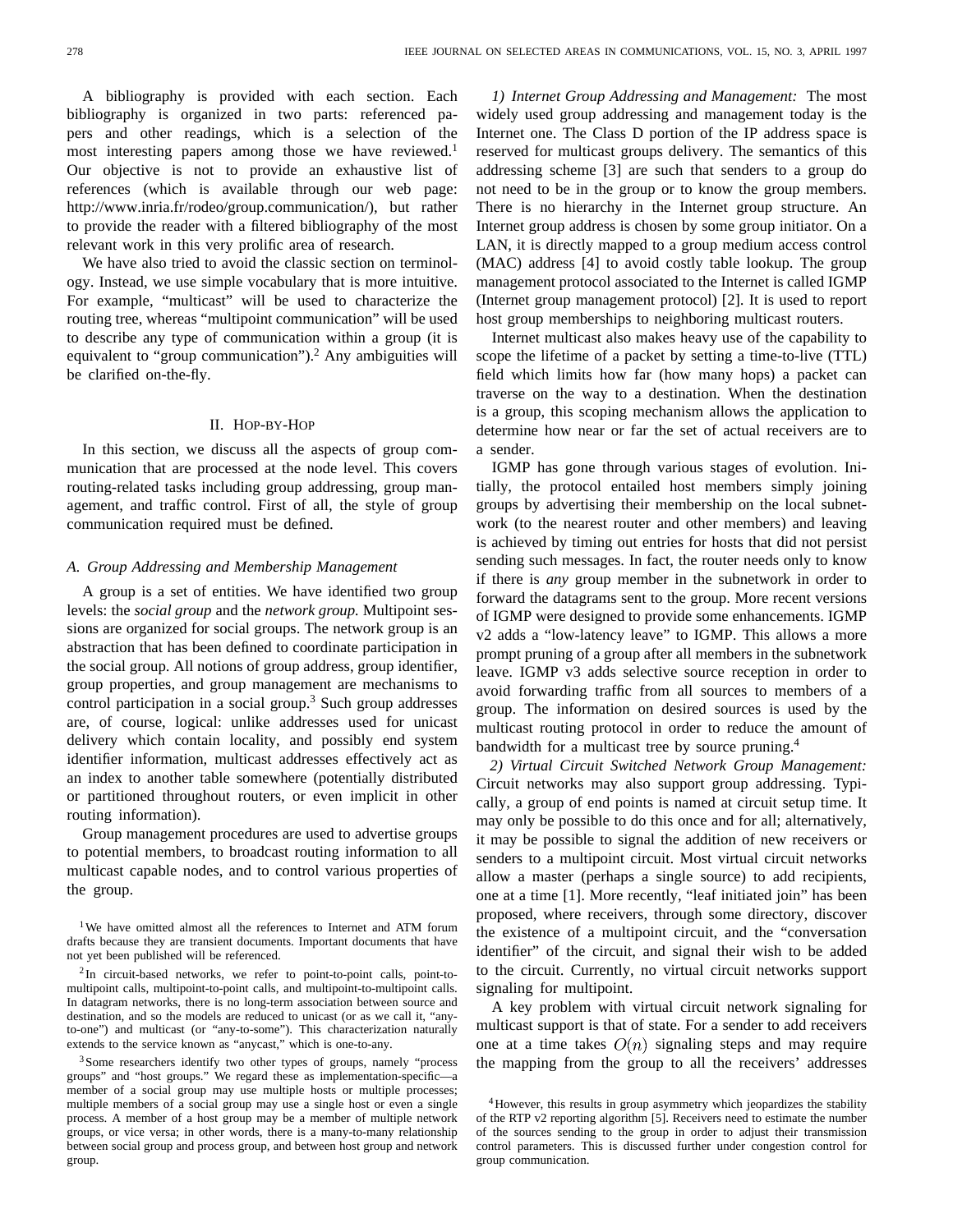A bibliography is provided with each section. Each bibliography is organized in two parts: referenced papers and other readings, which is a selection of the most interesting papers among those we have reviewed.[1] Our objective is not to provide an exhaustive list of references (which is available through our web page: http://www.inria.fr/rodeo/group.communication/), but rather to provide the reader with a filtered bibliography of the most relevant work in this very prolific area of research.

We have also tried to avoid the classic section on terminology. Instead, we use simple vocabulary that is more intuitive. For example, "multicast" will be used to characterize the routing tree, whereas "multipoint communication" will be used to describe any type of communication within a group (it is equivalent to "group communication").[2] Any ambiguities will be clarified on-the-fly.

## II. Hop-by-Hop

In this section, we discuss all the aspects of group communication that are processed at the node level. This covers routing-related tasks including group addressing, group management, and traffic control. First of all, the style of group communication required must be defined.

### A. Group Addressing and Membership Management

A group is a set of entities. We have identified two group levels: the *social group* and the *network group.* Multipoint sessions are organized for social groups. The network group is an abstraction that has been defined to coordinate participation in the social group. All notions of group address, group identifier, group properties, and group management are mechanisms to control participation in a social group.[3] Such group addresses are, of course, logical: unlike addresses used for unicast delivery which contain locality, and possibly end system identifier information, multicast addresses effectively act as an index to another table somewhere (potentially distributed or partitioned throughout routers, or even implicit in other routing information).

Group management procedures are used to advertise groups to potential members, to broadcast routing information to all multicast capable nodes, and to control various properties of the group.

*1) Internet Group Addressing and Management:* The most widely used group addressing and management today is the Internet one. The Class D portion of the IP address space is reserved for multicast groups delivery. The semantics of this addressing scheme [3] are such that senders to a group do not need to be in the group or to know the group members. There is no hierarchy in the Internet group structure. An Internet group address is chosen by some group initiator. On a LAN, it is directly mapped to a group medium access control (MAC) address [4] to avoid costly table lookup. The group management protocol associated to the Internet is called IGMP (Internet group management protocol) [2]. It is used to report host group memberships to neighboring multicast routers.

Internet multicast also makes heavy use of the capability to scope the lifetime of a packet by setting a time-to-live (TTL) field which limits how far (how many hops) a packet can traverse on the way to a destination. When the destination is a group, this scoping mechanism allows the application to determine how near or far the set of actual receivers are to a sender.

IGMP has gone through various stages of evolution. Initially, the protocol entailed host members simply joining groups by advertising their membership on the local subnetwork (to the nearest router and other members) and leaving is achieved by timing out entries for hosts that did not persist sending such messages. In fact, the router needs only to know if there is *any* group member in the subnetwork in order to forward the datagrams sent to the group. More recent versions of IGMP were designed to provide some enhancements. IGMP v2 adds a "low-latency leave" to IGMP. This allows a more prompt pruning of a group after all members in the subnetwork leave. IGMP v3 adds selective source reception in order to avoid forwarding traffic from all sources to members of a group. The information on desired sources is used by the multicast routing protocol in order to reduce the amount of bandwidth for a multicast tree by source pruning.[4]

*2) Virtual Circuit Switched Network Group Management:* Circuit networks may also support group addressing. Typically, a group of end points is named at circuit setup time. It may only be possible to do this once and for all; alternatively, it may be possible to signal the addition of new receivers or senders to a multipoint circuit. Most virtual circuit networks allow a master (perhaps a single source) to add recipients, one at a time [1]. More recently, "leaf initiated join" has been proposed, where receivers, through some directory, discover the existence of a multipoint circuit, and the "conversation identifier" of the circuit, and signal their wish to be added to the circuit. Currently, no virtual circuit networks support signaling for multipoint.

A key problem with virtual circuit network signaling for multicast support is that of state. For a sender to add receivers one at a time takes $O(n)$ signaling steps and may require the mapping from the group to all the receivers' addresses

---

[1] We have omitted almost all the references to Internet and ATM forum drafts because they are transient documents. Important documents that have not yet been published will be referenced.

[2] In circuit-based networks, we refer to point-to-point calls, point-to-multipoint calls, multipoint-to-point calls, and multipoint-to-multipoint calls. In datagram networks, there is no long-term association between source and destination, and so the models are reduced to unicast (or as we call it, "any-to-one") and multicast (or "any-to-some"). This characterization naturally extends to the service known as "anycast," which is one-to-any.

[3] Some researchers identify two other types of groups, namely "process groups" and "host groups." We regard these as implementation-specific—a member of a social group may use multiple hosts or multiple processes; multiple members of a social group may use a single host or even a single process. A member of a host group may be a member of multiple network groups, or vice versa; in other words, there is a many-to-many relationship between social group and process group, and between host group and network group.

[4] However, this results in group asymmetry which jeopardizes the stability of the RTP v2 reporting algorithm [5]. Receivers need to estimate the number of the sources sending to the group in order to adjust their transmission control parameters. This is discussed further under congestion control for group communication.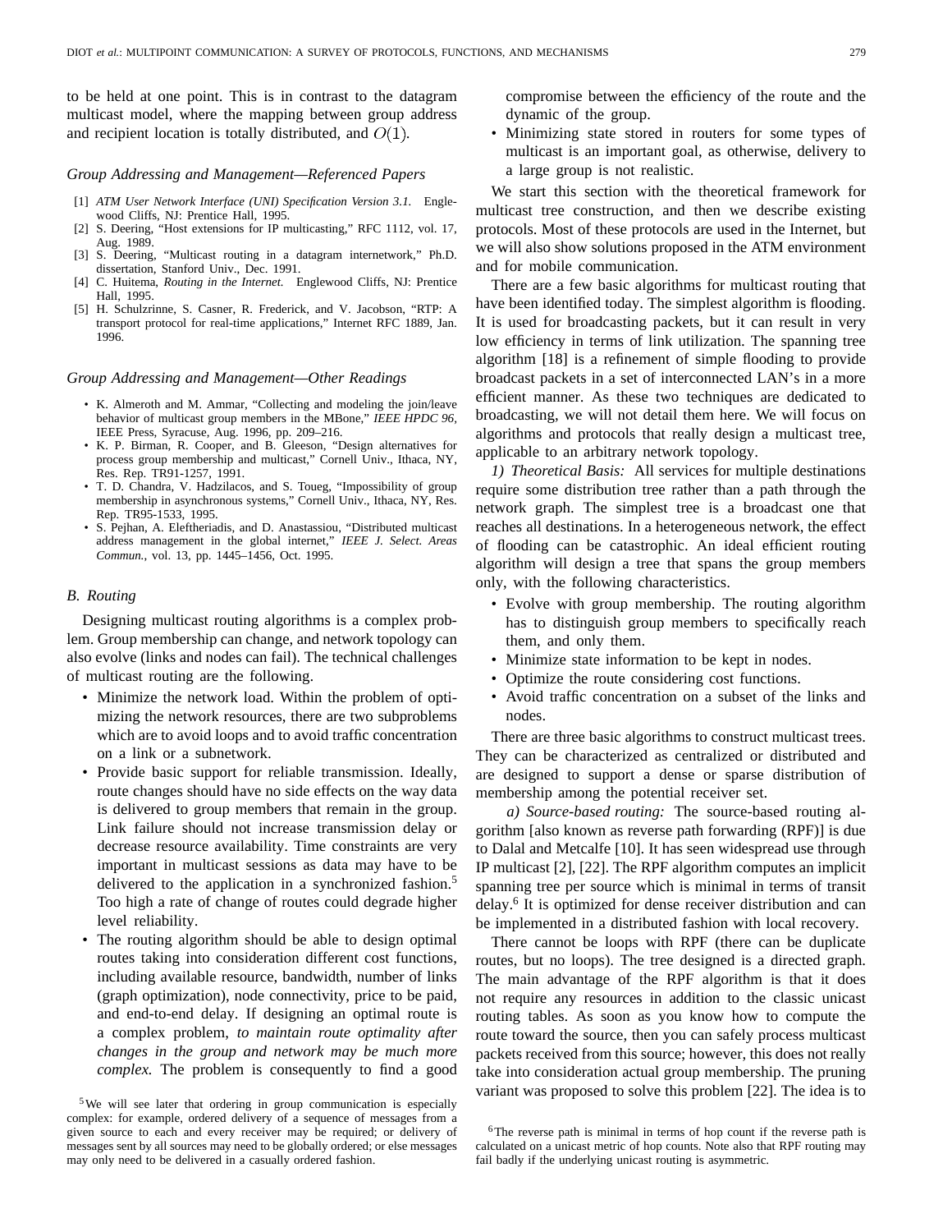to be held at one point. This is in contrast to the datagram multicast model, where the mapping between group address and recipient location is totally distributed, and $O(1)$.

*Group Addressing and Management—Referenced Papers*

[1] *ATM User Network Interface (UNI) Specification Version 3.1.* Englewood Cliffs, NJ: Prentice Hall, 1995.
[2] S. Deering, "Host extensions for IP multicasting," RFC 1112, vol. 17, Aug. 1989.
[3] S. Deering, "Multicast routing in a datagram internetwork," Ph.D. dissertation, Stanford Univ., Dec. 1991.
[4] C. Huitema, *Routing in the Internet.* Englewood Cliffs, NJ: Prentice Hall, 1995.
[5] H. Schulzrinne, S. Casner, R. Frederick, and V. Jacobson, "RTP: A transport protocol for real-time applications," Internet RFC 1889, Jan. 1996.

*Group Addressing and Management—Other Readings*

- K. Almeroth and M. Ammar, "Collecting and modeling the join/leave behavior of multicast group members in the MBone," *IEEE HPDC 96,* IEEE Press, Syracuse, Aug. 1996, pp. 209–216.
- K. P. Birman, R. Cooper, and B. Gleeson, "Design alternatives for process group membership and multicast," Cornell Univ., Ithaca, NY, Res. Rep. TR91-1257, 1991.
- T. D. Chandra, V. Hadzilacos, and S. Toueg, "Impossibility of group membership in asynchronous systems," Cornell Univ., Ithaca, NY, Res. Rep. TR95-1533, 1995.
- S. Pejhan, A. Eleftheriadis, and D. Anastassiou, "Distributed multicast address management in the global internet," *IEEE J. Select. Areas Commun.,* vol. 13, pp. 1445–1456, Oct. 1995.

### *B. Routing*

Designing multicast routing algorithms is a complex problem. Group membership can change, and network topology can also evolve (links and nodes can fail). The technical challenges of multicast routing are the following.

- Minimize the network load. Within the problem of optimizing the network resources, there are two subproblems which are to avoid loops and to avoid traffic concentration on a link or a subnetwork.
- Provide basic support for reliable transmission. Ideally, route changes should have no side effects on the way data is delivered to group members that remain in the group. Link failure should not increase transmission delay or decrease resource availability. Time constraints are very important in multicast sessions as data may have to be delivered to the application in a synchronized fashion.[5] Too high a rate of change of routes could degrade higher level reliability.
- The routing algorithm should be able to design optimal routes taking into consideration different cost functions, including available resource, bandwidth, number of links (graph optimization), node connectivity, price to be paid, and end-to-end delay. If designing an optimal route is a complex problem, *to maintain route optimality after changes in the group and network may be much more complex.* The problem is consequently to find a good compromise between the efficiency of the route and the dynamic of the group.
- Minimizing state stored in routers for some types of multicast is an important goal, as otherwise, delivery to a large group is not realistic.

We start this section with the theoretical framework for multicast tree construction, and then we describe existing protocols. Most of these protocols are used in the Internet, but we will also show solutions proposed in the ATM environment and for mobile communication.

There are a few basic algorithms for multicast routing that have been identified today. The simplest algorithm is flooding. It is used for broadcasting packets, but it can result in very low efficiency in terms of link utilization. The spanning tree algorithm [18] is a refinement of simple flooding to provide broadcast packets in a set of interconnected LAN's in a more efficient manner. As these two techniques are dedicated to broadcasting, we will not detail them here. We will focus on algorithms and protocols that really design a multicast tree, applicable to an arbitrary network topology.

*1) Theoretical Basis:* All services for multiple destinations require some distribution tree rather than a path through the network graph. The simplest tree is a broadcast one that reaches all destinations. In a heterogeneous network, the effect of flooding can be catastrophic. An ideal efficient routing algorithm will design a tree that spans the group members only, with the following characteristics.

- Evolve with group membership. The routing algorithm has to distinguish group members to specifically reach them, and only them.
- Minimize state information to be kept in nodes.
- Optimize the route considering cost functions.
- Avoid traffic concentration on a subset of the links and nodes.

There are three basic algorithms to construct multicast trees. They can be characterized as centralized or distributed and are designed to support a dense or sparse distribution of membership among the potential receiver set.

*a) Source-based routing:* The source-based routing algorithm [also known as reverse path forwarding (RPF)] is due to Dalal and Metcalfe [10]. It has seen widespread use through IP multicast [2], [22]. The RPF algorithm computes an implicit spanning tree per source which is minimal in terms of transit delay.[6] It is optimized for dense receiver distribution and can be implemented in a distributed fashion with local recovery.

There cannot be loops with RPF (there can be duplicate routes, but no loops). The tree designed is a directed graph. The main advantage of the RPF algorithm is that it does not require any resources in addition to the classic unicast routing tables. As soon as you know how to compute the route toward the source, then you can safely process multicast packets received from this source; however, this does not really take into consideration actual group membership. The pruning variant was proposed to solve this problem [22]. The idea is to

[5] We will see later that ordering in group communication is especially complex: for example, ordered delivery of a sequence of messages from a given source to each and every receiver may be required; or delivery of messages sent by all sources may need to be globally ordered; or else messages may only need to be delivered in a casually ordered fashion.

[6] The reverse path is minimal in terms of hop count if the reverse path is calculated on a unicast metric of hop counts. Note also that RPF routing may fail badly if the underlying unicast routing is asymmetric.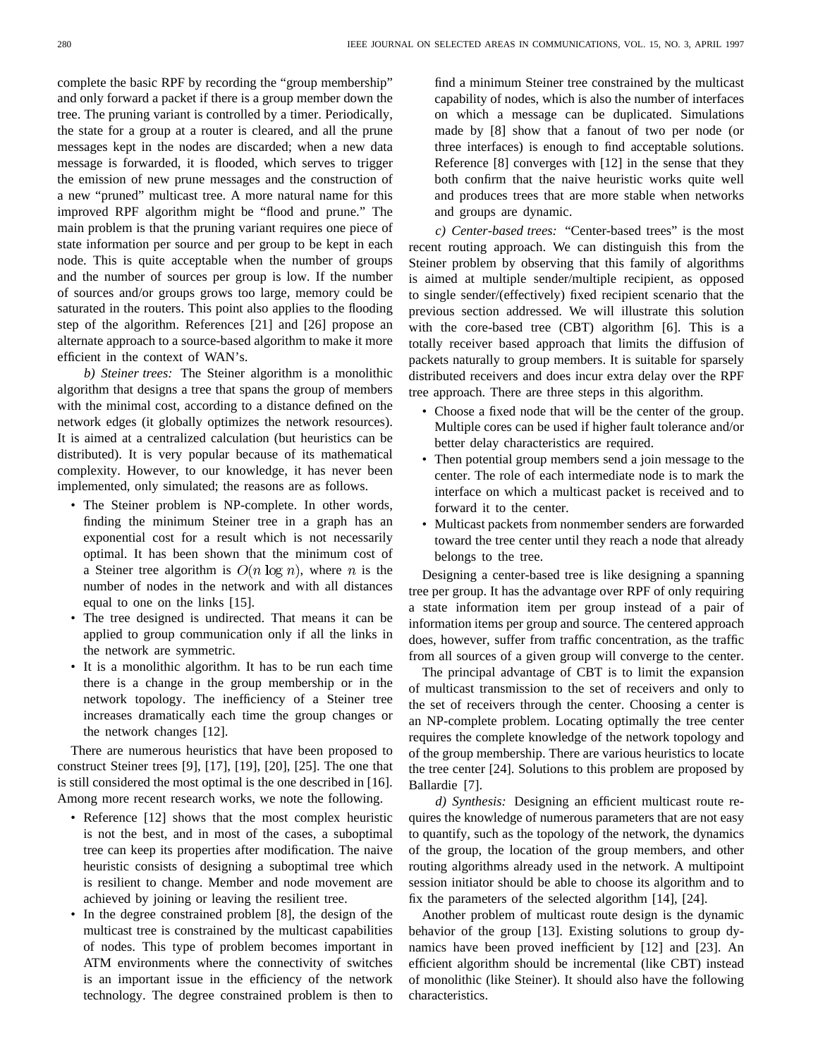complete the basic RPF by recording the "group membership" and only forward a packet if there is a group member down the tree. The pruning variant is controlled by a timer. Periodically, the state for a group at a router is cleared, and all the prune messages kept in the nodes are discarded; when a new data message is forwarded, it is flooded, which serves to trigger the emission of new prune messages and the construction of a new "pruned" multicast tree. A more natural name for this improved RPF algorithm might be "flood and prune." The main problem is that the pruning variant requires one piece of state information per source and per group to be kept in each node. This is quite acceptable when the number of groups and the number of sources per group is low. If the number of sources and/or groups grows too large, memory could be saturated in the routers. This point also applies to the flooding step of the algorithm. References [21] and [26] propose an alternate approach to a source-based algorithm to make it more efficient in the context of WAN's.

*b) Steiner trees:* The Steiner algorithm is a monolithic algorithm that designs a tree that spans the group of members with the minimal cost, according to a distance defined on the network edges (it globally optimizes the network resources). It is aimed at a centralized calculation (but heuristics can be distributed). It is very popular because of its mathematical complexity. However, to our knowledge, it has never been implemented, only simulated; the reasons are as follows.

- The Steiner problem is NP-complete. In other words, finding the minimum Steiner tree in a graph has an exponential cost for a result which is not necessarily optimal. It has been shown that the minimum cost of a Steiner tree algorithm is $O(n \log n)$, where $n$ is the number of nodes in the network and with all distances equal to one on the links [15].
- The tree designed is undirected. That means it can be applied to group communication only if all the links in the network are symmetric.
- It is a monolithic algorithm. It has to be run each time there is a change in the group membership or in the network topology. The inefficiency of a Steiner tree increases dramatically each time the group changes or the network changes [12].

There are numerous heuristics that have been proposed to construct Steiner trees [9], [17], [19], [20], [25]. The one that is still considered the most optimal is the one described in [16]. Among more recent research works, we note the following.

- Reference [12] shows that the most complex heuristic is not the best, and in most of the cases, a suboptimal tree can keep its properties after modification. The naive heuristic consists of designing a suboptimal tree which is resilient to change. Member and node movement are achieved by joining or leaving the resilient tree.
- In the degree constrained problem [8], the design of the multicast tree is constrained by the multicast capabilities of nodes. This type of problem becomes important in ATM environments where the connectivity of switches is an important issue in the efficiency of the network technology. The degree constrained problem is then to find a minimum Steiner tree constrained by the multicast capability of nodes, which is also the number of interfaces on which a message can be duplicated. Simulations made by [8] show that a fanout of two per node (or three interfaces) is enough to find acceptable solutions. Reference [8] converges with [12] in the sense that they both confirm that the naive heuristic works quite well and produces trees that are more stable when networks and groups are dynamic.

*c) Center-based trees:* "Center-based trees" is the most recent routing approach. We can distinguish this from the Steiner problem by observing that this family of algorithms is aimed at multiple sender/multiple recipient, as opposed to single sender/(effectively) fixed recipient scenario that the previous section addressed. We will illustrate this solution with the core-based tree (CBT) algorithm [6]. This is a totally receiver based approach that limits the diffusion of packets naturally to group members. It is suitable for sparsely distributed receivers and does incur extra delay over the RPF tree approach. There are three steps in this algorithm.

- Choose a fixed node that will be the center of the group. Multiple cores can be used if higher fault tolerance and/or better delay characteristics are required.
- Then potential group members send a join message to the center. The role of each intermediate node is to mark the interface on which a multicast packet is received and to forward it to the center.
- Multicast packets from nonmember senders are forwarded toward the tree center until they reach a node that already belongs to the tree.

Designing a center-based tree is like designing a spanning tree per group. It has the advantage over RPF of only requiring a state information item per group instead of a pair of information items per group and source. The centered approach does, however, suffer from traffic concentration, as the traffic from all sources of a given group will converge to the center.

The principal advantage of CBT is to limit the expansion of multicast transmission to the set of receivers and only to the set of receivers through the center. Choosing a center is an NP-complete problem. Locating optimally the tree center requires the complete knowledge of the network topology and of the group membership. There are various heuristics to locate the tree center [24]. Solutions to this problem are proposed by Ballardie [7].

*d) Synthesis:* Designing an efficient multicast route requires the knowledge of numerous parameters that are not easy to quantify, such as the topology of the network, the dynamics of the group, the location of the group members, and other routing algorithms already used in the network. A multipoint session initiator should be able to choose its algorithm and to fix the parameters of the selected algorithm [14], [24].

Another problem of multicast route design is the dynamic behavior of the group [13]. Existing solutions to group dynamics have been proved inefficient by [12] and [23]. An efficient algorithm should be incremental (like CBT) instead of monolithic (like Steiner). It should also have the following characteristics.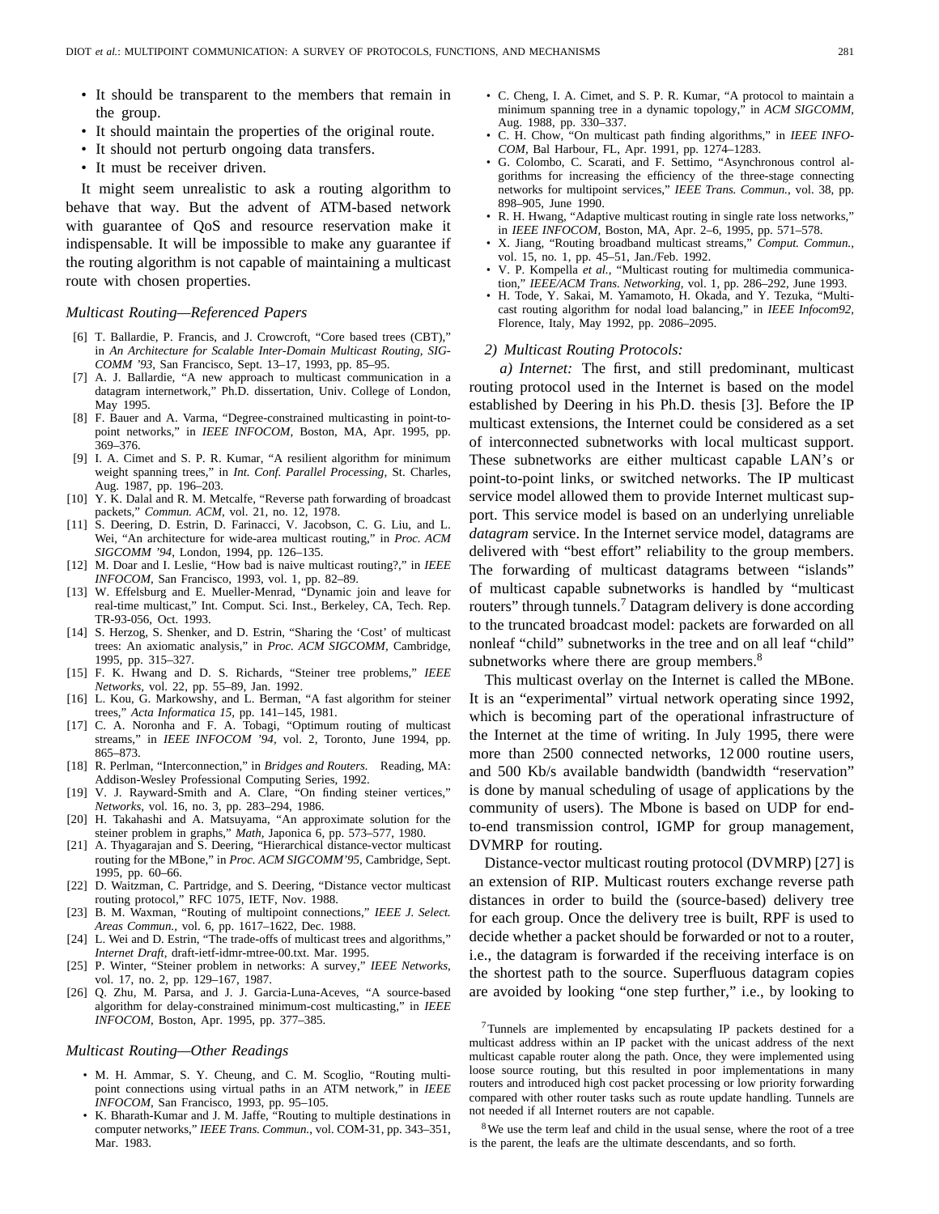- It should be transparent to the members that remain in the group.
- It should maintain the properties of the original route.
- It should not perturb ongoing data transfers.
- It must be receiver driven.

It might seem unrealistic to ask a routing algorithm to behave that way. But the advent of ATM-based network with guarantee of QoS and resource reservation make it indispensable. It will be impossible to make any guarantee if the routing algorithm is not capable of maintaining a multicast route with chosen properties.

### *Multicast Routing—Referenced Papers*

[6] T. Ballardie, P. Francis, and J. Crowcroft, "Core based trees (CBT)," in *An Architecture for Scalable Inter-Domain Multicast Routing, SIGCOMM '93*, San Francisco, Sept. 13–17, 1993, pp. 85–95.

[7] A. J. Ballardie, "A new approach to multicast communication in a datagram internetwork," Ph.D. dissertation, Univ. College of London, May 1995.

[8] F. Bauer and A. Varma, "Degree-constrained multicasting in point-to-point networks," in *IEEE INFOCOM*, Boston, MA, Apr. 1995, pp. 369–376.

[9] I. A. Cimet and S. P. R. Kumar, "A resilient algorithm for minimum weight spanning trees," in *Int. Conf. Parallel Processing*, St. Charles, Aug. 1987, pp. 196–203.

[10] Y. K. Dalal and R. M. Metcalfe, "Reverse path forwarding of broadcast packets," *Commun. ACM*, vol. 21, no. 12, 1978.

[11] S. Deering, D. Estrin, D. Farinacci, V. Jacobson, C. G. Liu, and L. Wei, "An architecture for wide-area multicast routing," in *Proc. ACM SIGCOMM '94*, London, 1994, pp. 126–135.

[12] M. Doar and I. Leslie, "How bad is naive multicast routing?," in *IEEE INFOCOM*, San Francisco, 1993, vol. 1, pp. 82–89.

[13] W. Effelsburg and E. Mueller-Menrad, "Dynamic join and leave for real-time multicast," Int. Comput. Sci. Inst., Berkeley, CA, Tech. Rep. TR-93-056, Oct. 1993.

[14] S. Herzog, S. Shenker, and D. Estrin, "Sharing the 'Cost' of multicast trees: An axiomatic analysis," in *Proc. ACM SIGCOMM*, Cambridge, 1995, pp. 315–327.

[15] F. K. Hwang and D. S. Richards, "Steiner tree problems," *IEEE Networks*, vol. 22, pp. 55–89, Jan. 1992.

[16] L. Kou, G. Markowshy, and L. Berman, "A fast algorithm for steiner trees," *Acta Informatica 15*, pp. 141–145, 1981.

[17] C. A. Noronha and F. A. Tobagi, "Optimum routing of multicast streams," in *IEEE INFOCOM '94*, vol. 2, Toronto, June 1994, pp. 865–873.

[18] R. Perlman, "Interconnection," in *Bridges and Routers*. Reading, MA: Addison-Wesley Professional Computing Series, 1992.

[19] V. J. Rayward-Smith and A. Clare, "On finding steiner vertices," *Networks*, vol. 16, no. 3, pp. 283–294, 1986.

[20] H. Takahashi and A. Matsuyama, "An approximate solution for the steiner problem in graphs," *Math*, Japonica 6, pp. 573–577, 1980.

[21] A. Thyagarajan and S. Deering, "Hierarchical distance-vector multicast routing for the MBone," in *Proc. ACM SIGCOMM'95*, Cambridge, Sept. 1995, pp. 60–66.

[22] D. Waitzman, C. Partridge, and S. Deering, "Distance vector multicast routing protocol," RFC 1075, IETF, Nov. 1988.

[23] B. M. Waxman, "Routing of multipoint connections," *IEEE J. Select. Areas Commun.*, vol. 6, pp. 1617–1622, Dec. 1988.

[24] L. Wei and D. Estrin, "The trade-offs of multicast trees and algorithms," *Internet Draft*, draft-ietf-idmr-mtree-00.txt. Mar. 1995.

[25] P. Winter, "Steiner problem in networks: A survey," *IEEE Networks*, vol. 17, no. 2, pp. 129–167, 1987.

[26] Q. Zhu, M. Parsa, and J. J. Garcia-Luna-Aceves, "A source-based algorithm for delay-constrained minimum-cost multicasting," in *IEEE INFOCOM*, Boston, Apr. 1995, pp. 377–385.

### *Multicast Routing—Other Readings*

- M. H. Ammar, S. Y. Cheung, and C. M. Scoglio, "Routing multipoint connections using virtual paths in an ATM network," in *IEEE INFOCOM*, San Francisco, 1993, pp. 95–105.
- K. Bharath-Kumar and J. M. Jaffe, "Routing to multiple destinations in computer networks," *IEEE Trans. Commun.*, vol. COM-31, pp. 343–351, Mar. 1983.
- C. Cheng, I. A. Cimet, and S. P. R. Kumar, "A protocol to maintain a minimum spanning tree in a dynamic topology," in *ACM SIGCOMM*, Aug. 1988, pp. 330–337.
- C. H. Chow, "On multicast path finding algorithms," in *IEEE INFOCOM*, Bal Harbour, FL, Apr. 1991, pp. 1274–1283.
- G. Colombo, C. Scarati, and F. Settimo, "Asynchronous control algorithms for increasing the efficiency of the three-stage connecting networks for multipoint services," *IEEE Trans. Commun.*, vol. 38, pp. 898–905, June 1990.
- R. H. Hwang, "Adaptive multicast routing in single rate loss networks," in *IEEE INFOCOM*, Boston, MA, Apr. 2–6, 1995, pp. 571–578.
- X. Jiang, "Routing broadband multicast streams," *Comput. Commun.*, vol. 15, no. 1, pp. 45–51, Jan./Feb. 1992.
- V. P. Kompella *et al.*, "Multicast routing for multimedia communication," *IEEE/ACM Trans. Networking*, vol. 1, pp. 286–292, June 1993.
- H. Tode, Y. Sakai, M. Yamamoto, H. Okada, and Y. Tezuka, "Multicast routing algorithm for nodal load balancing," in *IEEE Infocom92*, Florence, Italy, May 1992, pp. 2086–2095.

#### *2) Multicast Routing Protocols:*

*a) Internet:* The first, and still predominant, multicast routing protocol used in the Internet is based on the model established by Deering in his Ph.D. thesis [3]. Before the IP multicast extensions, the Internet could be considered as a set of interconnected subnetworks with local multicast support. These subnetworks are either multicast capable LAN's or point-to-point links, or switched networks. The IP multicast service model allowed them to provide Internet multicast support. This service model is based on an underlying unreliable *datagram* service. In the Internet service model, datagrams are delivered with "best effort" reliability to the group members. The forwarding of multicast datagrams between "islands" of multicast capable subnetworks is handled by "multicast routers" through tunnels.[7] Datagram delivery is done according to the truncated broadcast model: packets are forwarded on all nonleaf "child" subnetworks in the tree and on all leaf "child" subnetworks where there are group members.[8]

This multicast overlay on the Internet is called the MBone. It is an "experimental" virtual network operating since 1992, which is becoming part of the operational infrastructure of the Internet at the time of writing. In July 1995, there were more than 2500 connected networks, 12 000 routine users, and 500 Kb/s available bandwidth (bandwidth "reservation" is done by manual scheduling of usage of applications by the community of users). The Mbone is based on UDP for end-to-end transmission control, IGMP for group management, DVMRP for routing.

Distance-vector multicast routing protocol (DVMRP) [27] is an extension of RIP. Multicast routers exchange reverse path distances in order to build the (source-based) delivery tree for each group. Once the delivery tree is built, RPF is used to decide whether a packet should be forwarded or not to a router, i.e., the datagram is forwarded if the receiving interface is on the shortest path to the source. Superfluous datagram copies are avoided by looking "one step further," i.e., by looking to

[7] Tunnels are implemented by encapsulating IP packets destined for a multicast address within an IP packet with the unicast address of the next multicast capable router along the path. Once, they were implemented using loose source routing, but this resulted in poor implementations in many routers and introduced high cost packet processing or low priority forwarding compared with other router tasks such as route update handling. Tunnels are not needed if all Internet routers are not capable.

[8] We use the term leaf and child in the usual sense, where the root of a tree is the parent, the leafs are the ultimate descendants, and so forth.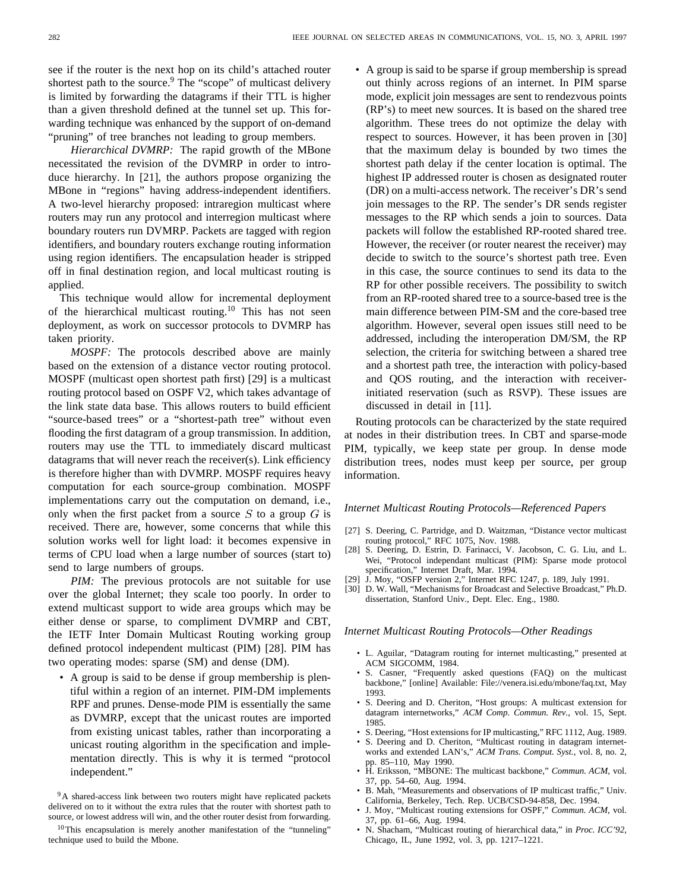see if the router is the next hop on its child's attached router shortest path to the source.[9] The "scope" of multicast delivery is limited by forwarding the datagrams if their TTL is higher than a given threshold defined at the tunnel set up. This forwarding technique was enhanced by the support of on-demand "pruning" of tree branches not leading to group members.

*Hierarchical DVMRP:* The rapid growth of the MBone necessitated the revision of the DVMRP in order to introduce hierarchy. In [21], the authors propose organizing the MBone in "regions" having address-independent identifiers. A two-level hierarchy proposed: intraregion multicast where routers may run any protocol and interregion multicast where boundary routers run DVMRP. Packets are tagged with region identifiers, and boundary routers exchange routing information using region identifiers. The encapsulation header is stripped off in final destination region, and local multicast routing is applied.

This technique would allow for incremental deployment of the hierarchical multicast routing.[10] This has not seen deployment, as work on successor protocols to DVMRP has taken priority.

*MOSPF:* The protocols described above are mainly based on the extension of a distance vector routing protocol. MOSPF (multicast open shortest path first) [29] is a multicast routing protocol based on OSPF V2, which takes advantage of the link state data base. This allows routers to build efficient "source-based trees" or a "shortest-path tree" without even flooding the first datagram of a group transmission. In addition, routers may use the TTL to immediately discard multicast datagrams that will never reach the receiver(s). Link efficiency is therefore higher than with DVMRP. MOSPF requires heavy computation for each source-group combination. MOSPF implementations carry out the computation on demand, i.e., only when the first packet from a source $S$ to a group $G$ is received. There are, however, some concerns that while this solution works well for light load: it becomes expensive in terms of CPU load when a large number of sources (start to) send to large numbers of groups.

*PIM:* The previous protocols are not suitable for use over the global Internet; they scale too poorly. In order to extend multicast support to wide area groups which may be either dense or sparse, to compliment DVMRP and CBT, the IETF Inter Domain Multicast Routing working group defined protocol independent multicast (PIM) [28]. PIM has two operating modes: sparse (SM) and dense (DM).

- A group is said to be dense if group membership is plentiful within a region of an internet. PIM-DM implements RPF and prunes. Dense-mode PIM is essentially the same as DVMRP, except that the unicast routes are imported from existing unicast tables, rather than incorporating a unicast routing algorithm in the specification and implementation directly. This is why it is termed "protocol independent."
- A group is said to be sparse if group membership is spread out thinly across regions of an internet. In PIM sparse mode, explicit join messages are sent to rendezvous points (RP's) to meet new sources. It is based on the shared tree algorithm. These trees do not optimize the delay with respect to sources. However, it has been proven in [30] that the maximum delay is bounded by two times the shortest path delay if the center location is optimal. The highest IP addressed router is chosen as designated router (DR) on a multi-access network. The receiver's DR's send join messages to the RP. The sender's DR sends register messages to the RP which sends a join to sources. Data packets will follow the established RP-rooted shared tree. However, the receiver (or router nearest the receiver) may decide to switch to the source's shortest path tree. Even in this case, the source continues to send its data to the RP for other possible receivers. The possibility to switch from an RP-rooted shared tree to a source-based tree is the main difference between PIM-SM and the core-based tree algorithm. However, several open issues still need to be addressed, including the interoperation DM/SM, the RP selection, the criteria for switching between a shared tree and a shortest path tree, the interaction with policy-based and QOS routing, and the interaction with receiver-initiated reservation (such as RSVP). These issues are discussed in detail in [11].

Routing protocols can be characterized by the state required at nodes in their distribution trees. In CBT and sparse-mode PIM, typically, we keep state per group. In dense mode distribution trees, nodes must keep per source, per group information.

### *Internet Multicast Routing Protocols—Referenced Papers*

[27] S. Deering, C. Partridge, and D. Waitzman, "Distance vector multicast routing protocol," RFC 1075, Nov. 1988.

[28] S. Deering, D. Estrin, D. Farinacci, V. Jacobson, C. G. Liu, and L. Wei, "Protocol independant multicast (PIM): Sparse mode protocol specification," Internet Draft, Mar. 1994.

[29] J. Moy, "OSFP version 2," Internet RFC 1247, p. 189, July 1991.

[30] D. W. Wall, "Mechanisms for Broadcast and Selective Broadcast," Ph.D. dissertation, Stanford Univ., Dept. Elec. Eng., 1980.

### *Internet Multicast Routing Protocols—Other Readings*

- L. Aguilar, "Datagram routing for internet multicasting," presented at ACM SIGCOMM, 1984.
- S. Casner, "Frequently asked questions (FAQ) on the multicast backbone," [online] Available: File://venera.isi.edu/mbone/faq.txt, May 1993.
- S. Deering and D. Cheriton, "Host groups: A multicast extension for datagram internetworks," *ACM Comp. Commun. Rev.*, vol. 15, Sept. 1985.
- S. Deering, "Host extensions for IP multicasting," RFC 1112, Aug. 1989.
- S. Deering and D. Cheriton, "Multicast routing in datagram internetworks and extended LAN's," *ACM Trans. Comput. Syst.*, vol. 8, no. 2, pp. 85–110, May 1990.
- H. Eriksson, "MBONE: The multicast backbone," *Commun. ACM*, vol. 37, pp. 54–60, Aug. 1994.
- B. Mah, "Measurements and observations of IP multicast traffic," Univ. California, Berkeley, Tech. Rep. UCB/CSD-94-858, Dec. 1994.
- J. Moy, "Multicast routing extensions for OSPF," *Commun. ACM*, vol. 37, pp. 61–66, Aug. 1994.
- N. Shacham, "Multicast routing of hierarchical data," in *Proc. ICC'92*, Chicago, IL, June 1992, vol. 3, pp. 1217–1221.

---

[9] A shared-access link between two routers might have replicated packets delivered on to it without the extra rules that the router with shortest path to source, or lowest address will win, and the other router desist from forwarding.

[10] This encapsulation is merely another manifestation of the "tunneling" technique used to build the Mbone.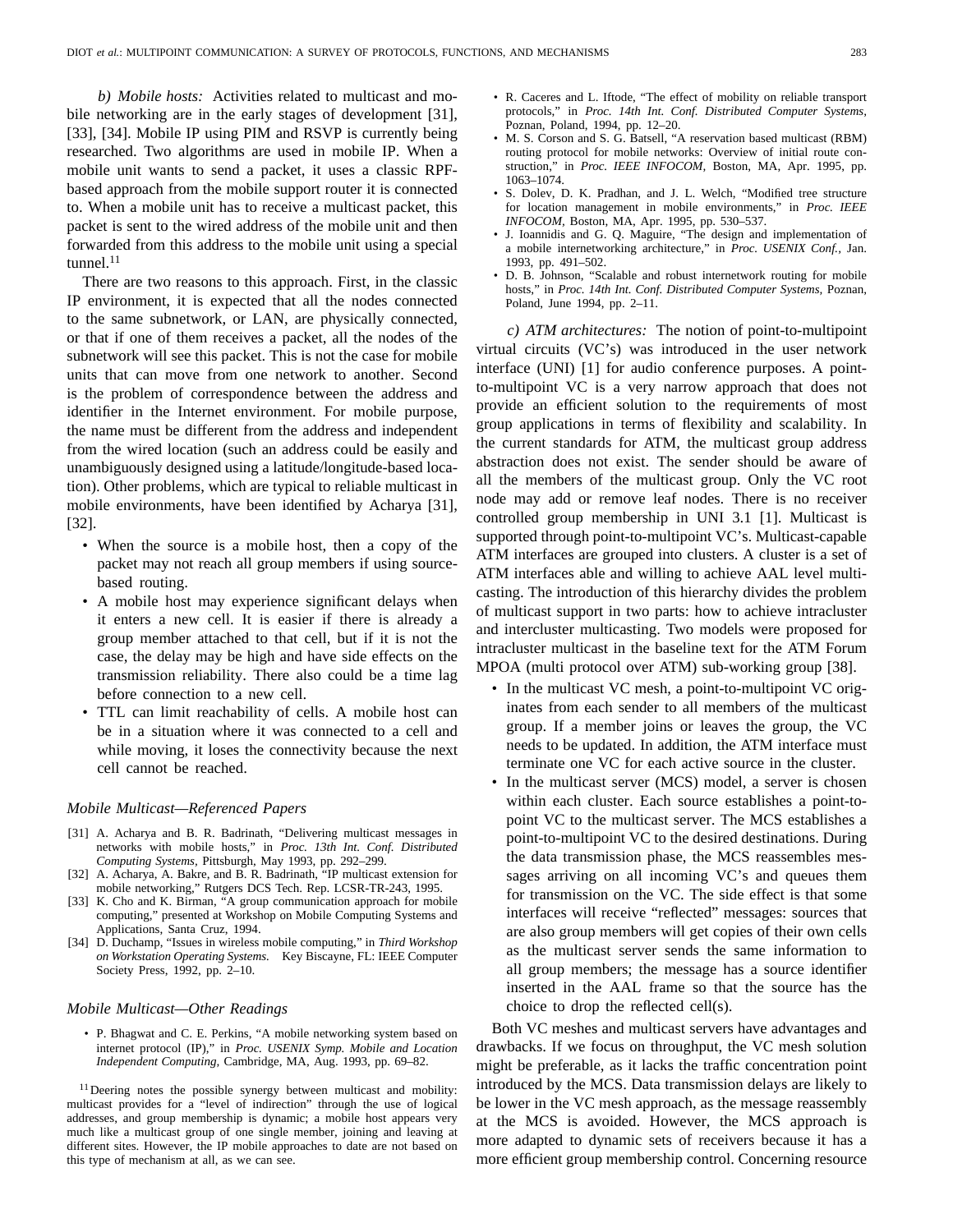*b) Mobile hosts:* Activities related to multicast and mobile networking are in the early stages of development [31], [33], [34]. Mobile IP using PIM and RSVP is currently being researched. Two algorithms are used in mobile IP. When a mobile unit wants to send a packet, it uses a classic RPF-based approach from the mobile support router it is connected to. When a mobile unit has to receive a multicast packet, this packet is sent to the wired address of the mobile unit and then forwarded from this address to the mobile unit using a special tunnel.[11]

There are two reasons to this approach. First, in the classic IP environment, it is expected that all the nodes connected to the same subnetwork, or LAN, are physically connected, or that if one of them receives a packet, all the nodes of the subnetwork will see this packet. This is not the case for mobile units that can move from one network to another. Second is the problem of correspondence between the address and identifier in the Internet environment. For mobile purpose, the name must be different from the address and independent from the wired location (such an address could be easily and unambiguously designed using a latitude/longitude-based location). Other problems, which are typical to reliable multicast in mobile environments, have been identified by Acharya [31], [32].

- When the source is a mobile host, then a copy of the packet may not reach all group members if using source-based routing.
- A mobile host may experience significant delays when it enters a new cell. It is easier if there is already a group member attached to that cell, but if it is not the case, the delay may be high and have side effects on the transmission reliability. There also could be a time lag before connection to a new cell.
- TTL can limit reachability of cells. A mobile host can be in a situation where it was connected to a cell and while moving, it loses the connectivity because the next cell cannot be reached.

### *Mobile Multicast—Referenced Papers*

[31] A. Acharya and B. R. Badrinath, "Delivering multicast messages in networks with mobile hosts," in *Proc. 13th Int. Conf. Distributed Computing Systems*, Pittsburgh, May 1993, pp. 292–299.

[32] A. Acharya, A. Bakre, and B. R. Badrinath, "IP multicast extension for mobile networking," Rutgers DCS Tech. Rep. LCSR-TR-243, 1995.

[33] K. Cho and K. Birman, "A group communication approach for mobile computing," presented at Workshop on Mobile Computing Systems and Applications, Santa Cruz, 1994.

[34] D. Duchamp, "Issues in wireless mobile computing," in *Third Workshop on Workstation Operating Systems.* Key Biscayne, FL: IEEE Computer Society Press, 1992, pp. 2–10.

### *Mobile Multicast—Other Readings*

- P. Bhagwat and C. E. Perkins, "A mobile networking system based on internet protocol (IP)," in *Proc. USENIX Symp. Mobile and Location Independent Computing*, Cambridge, MA, Aug. 1993, pp. 69–82.
- R. Caceres and L. Iftode, "The effect of mobility on reliable transport protocols," in *Proc. 14th Int. Conf. Distributed Computer Systems*, Poznan, Poland, 1994, pp. 12–20.
- M. S. Corson and S. G. Batsell, "A reservation based multicast (RBM) routing protocol for mobile networks: Overview of initial route construction," in *Proc. IEEE INFOCOM*, Boston, MA, Apr. 1995, pp. 1063–1074.
- S. Dolev, D. K. Pradhan, and J. L. Welch, "Modified tree structure for location management in mobile environments," in *Proc. IEEE INFOCOM*, Boston, MA, Apr. 1995, pp. 530–537.
- J. Ioannidis and G. Q. Maguire, "The design and implementation of a mobile internetworking architecture," in *Proc. USENIX Conf.*, Jan. 1993, pp. 491–502.
- D. B. Johnson, "Scalable and robust internetwork routing for mobile hosts," in *Proc. 14th Int. Conf. Distributed Computer Systems*, Poznan, Poland, June 1994, pp. 2–11.

*c) ATM architectures:* The notion of point-to-multipoint virtual circuits (VC's) was introduced in the user network interface (UNI) [1] for audio conference purposes. A point-to-multipoint VC is a very narrow approach that does not provide an efficient solution to the requirements of most group applications in terms of flexibility and scalability. In the current standards for ATM, the multicast group address abstraction does not exist. The sender should be aware of all the members of the multicast group. Only the VC root node may add or remove leaf nodes. There is no receiver controlled group membership in UNI 3.1 [1]. Multicast is supported through point-to-multipoint VC's. Multicast-capable ATM interfaces are grouped into clusters. A cluster is a set of ATM interfaces able and willing to achieve AAL level multicasting. The introduction of this hierarchy divides the problem of multicast support in two parts: how to achieve intracluster and intercluster multicasting. Two models were proposed for intracluster multicast in the baseline text for the ATM Forum MPOA (multi protocol over ATM) sub-working group [38].

- In the multicast VC mesh, a point-to-multipoint VC originates from each sender to all members of the multicast group. If a member joins or leaves the group, the VC needs to be updated. In addition, the ATM interface must terminate one VC for each active source in the cluster.
- In the multicast server (MCS) model, a server is chosen within each cluster. Each source establishes a point-to-point VC to the multicast server. The MCS establishes a point-to-multipoint VC to the desired destinations. During the data transmission phase, the MCS reassembles messages arriving on all incoming VC's and queues them for transmission on the VC. The side effect is that some interfaces will receive "reflected" messages: sources that are also group members will get copies of their own cells as the multicast server sends the same information to all group members; the message has a source identifier inserted in the AAL frame so that the source has the choice to drop the reflected cell(s).

Both VC meshes and multicast servers have advantages and drawbacks. If we focus on throughput, the VC mesh solution might be preferable, as it lacks the traffic concentration point introduced by the MCS. Data transmission delays are likely to be lower in the VC mesh approach, as the message reassembly at the MCS is avoided. However, the MCS approach is more adapted to dynamic sets of receivers because it has a more efficient group membership control. Concerning resource

[11] Deering notes the possible synergy between multicast and mobility: multicast provides for a "level of indirection" through the use of logical addresses, and group membership is dynamic; a mobile host appears very much like a multicast group of one single member, joining and leaving at different sites. However, the IP mobile approaches to date are not based on this type of mechanism at all, as we can see.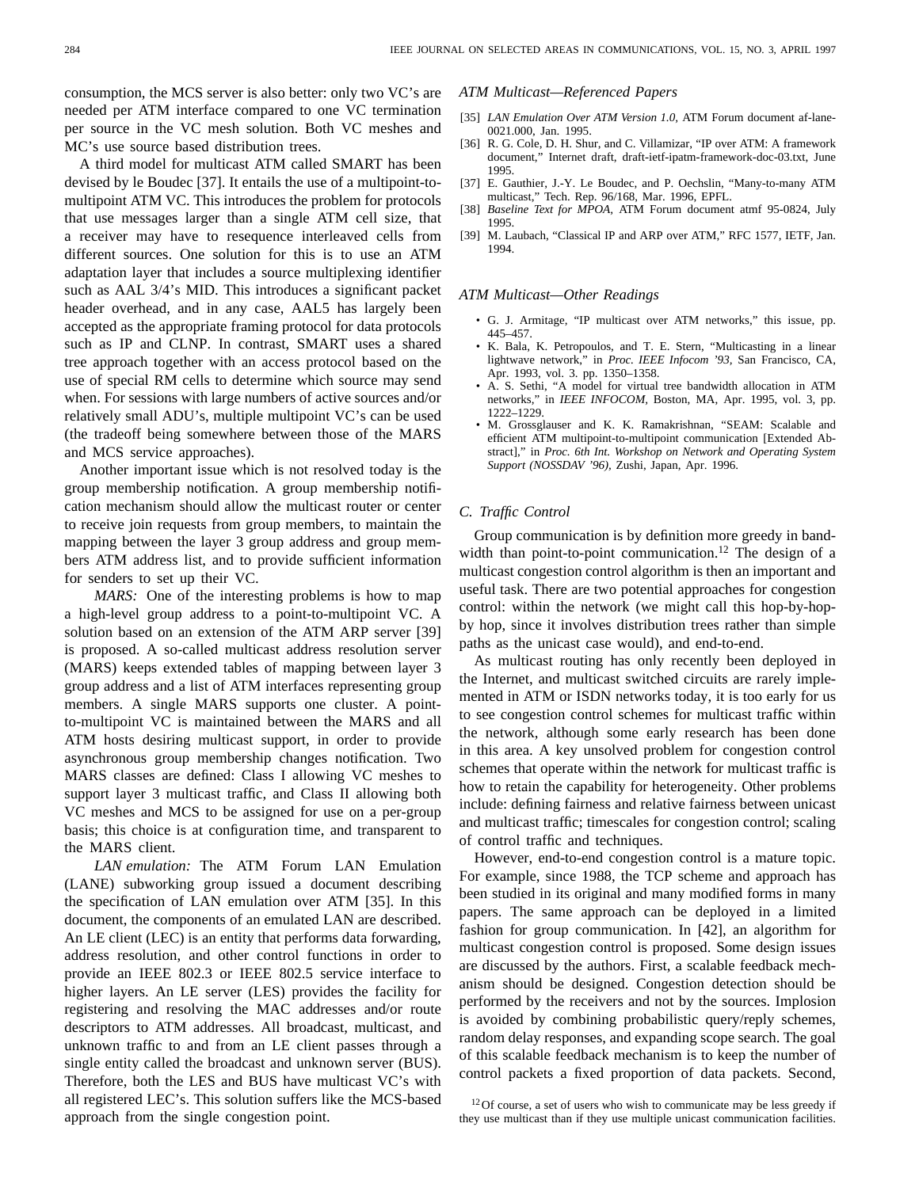consumption, the MCS server is also better: only two VC's are needed per ATM interface compared to one VC termination per source in the VC mesh solution. Both VC meshes and MC's use source based distribution trees.

A third model for multicast ATM called SMART has been devised by le Boudec [37]. It entails the use of a multipoint-to-multipoint ATM VC. This introduces the problem for protocols that use messages larger than a single ATM cell size, that a receiver may have to resequence interleaved cells from different sources. One solution for this is to use an ATM adaptation layer that includes a source multiplexing identifier such as AAL 3/4's MID. This introduces a significant packet header overhead, and in any case, AAL5 has largely been accepted as the appropriate framing protocol for data protocols such as IP and CLNP. In contrast, SMART uses a shared tree approach together with an access protocol based on the use of special RM cells to determine which source may send when. For sessions with large numbers of active sources and/or relatively small ADU's, multiple multipoint VC's can be used (the tradeoff being somewhere between those of the MARS and MCS service approaches).

Another important issue which is not resolved today is the group membership notification. A group membership notification mechanism should allow the multicast router or center to receive join requests from group members, to maintain the mapping between the layer 3 group address and group members ATM address list, and to provide sufficient information for senders to set up their VC.

*MARS:* One of the interesting problems is how to map a high-level group address to a point-to-multipoint VC. A solution based on an extension of the ATM ARP server [39] is proposed. A so-called multicast address resolution server (MARS) keeps extended tables of mapping between layer 3 group address and a list of ATM interfaces representing group members. A single MARS supports one cluster. A point-to-multipoint VC is maintained between the MARS and all ATM hosts desiring multicast support, in order to provide asynchronous group membership changes notification. Two MARS classes are defined: Class I allowing VC meshes to support layer 3 multicast traffic, and Class II allowing both VC meshes and MCS to be assigned for use on a per-group basis; this choice is at configuration time, and transparent to the MARS client.

*LAN emulation:* The ATM Forum LAN Emulation (LANE) subworking group issued a document describing the specification of LAN emulation over ATM [35]. In this document, the components of an emulated LAN are described. An LE client (LEC) is an entity that performs data forwarding, address resolution, and other control functions in order to provide an IEEE 802.3 or IEEE 802.5 service interface to higher layers. An LE server (LES) provides the facility for registering and resolving the MAC addresses and/or route descriptors to ATM addresses. All broadcast, multicast, and unknown traffic to and from an LE client passes through a single entity called the broadcast and unknown server (BUS). Therefore, both the LES and BUS have multicast VC's with all registered LEC's. This solution suffers like the MCS-based approach from the single congestion point.

### *ATM Multicast—Referenced Papers*

[35] *LAN Emulation Over ATM Version 1.0*, ATM Forum document af-lane-0021.000, Jan. 1995.

[36] R. G. Cole, D. H. Shur, and C. Villamizar, "IP over ATM: A framework document," Internet draft, draft-ietf-ipatm-framework-doc-03.txt, June 1995.

[37] E. Gauthier, J.-Y. Le Boudec, and P. Oechslin, "Many-to-many ATM multicast," Tech. Rep. 96/168, Mar. 1996, EPFL.

[38] *Baseline Text for MPOA*, ATM Forum document atmf 95-0824, July 1995.

[39] M. Laubach, "Classical IP and ARP over ATM," RFC 1577, IETF, Jan. 1994.

### *ATM Multicast—Other Readings*

- G. J. Armitage, "IP multicast over ATM networks," this issue, pp. 445–457.
- K. Bala, K. Petropoulos, and T. E. Stern, "Multicasting in a linear lightwave network," in *Proc. IEEE Infocom '93*, San Francisco, CA, Apr. 1993, vol. 3. pp. 1350–1358.
- A. S. Sethi, "A model for virtual tree bandwidth allocation in ATM networks," in *IEEE INFOCOM*, Boston, MA, Apr. 1995, vol. 3, pp. 1222–1229.
- M. Grossglauser and K. K. Ramakrishnan, "SEAM: Scalable and efficient ATM multipoint-to-multipoint communication [Extended Abstract]," in *Proc. 6th Int. Workshop on Network and Operating System Support (NOSSDAV '96)*, Zushi, Japan, Apr. 1996.

## *C. Traffic Control*

Group communication is by definition more greedy in bandwidth than point-to-point communication.[12] The design of a multicast congestion control algorithm is then an important and useful task. There are two potential approaches for congestion control: within the network (we might call this hop-by-hop-by hop, since it involves distribution trees rather than simple paths as the unicast case would), and end-to-end.

As multicast routing has only recently been deployed in the Internet, and multicast switched circuits are rarely implemented in ATM or ISDN networks today, it is too early for us to see congestion control schemes for multicast traffic within the network, although some early research has been done in this area. A key unsolved problem for congestion control schemes that operate within the network for multicast traffic is how to retain the capability for heterogeneity. Other problems include: defining fairness and relative fairness between unicast and multicast traffic; timescales for congestion control; scaling of control traffic and techniques.

However, end-to-end congestion control is a mature topic. For example, since 1988, the TCP scheme and approach has been studied in its original and many modified forms in many papers. The same approach can be deployed in a limited fashion for group communication. In [42], an algorithm for multicast congestion control is proposed. Some design issues are discussed by the authors. First, a scalable feedback mechanism should be designed. Congestion detection should be performed by the receivers and not by the sources. Implosion is avoided by combining probabilistic query/reply schemes, random delay responses, and expanding scope search. The goal of this scalable feedback mechanism is to keep the number of control packets a fixed proportion of data packets. Second,

[12] Of course, a set of users who wish to communicate may be less greedy if they use multicast than if they use multiple unicast communication facilities.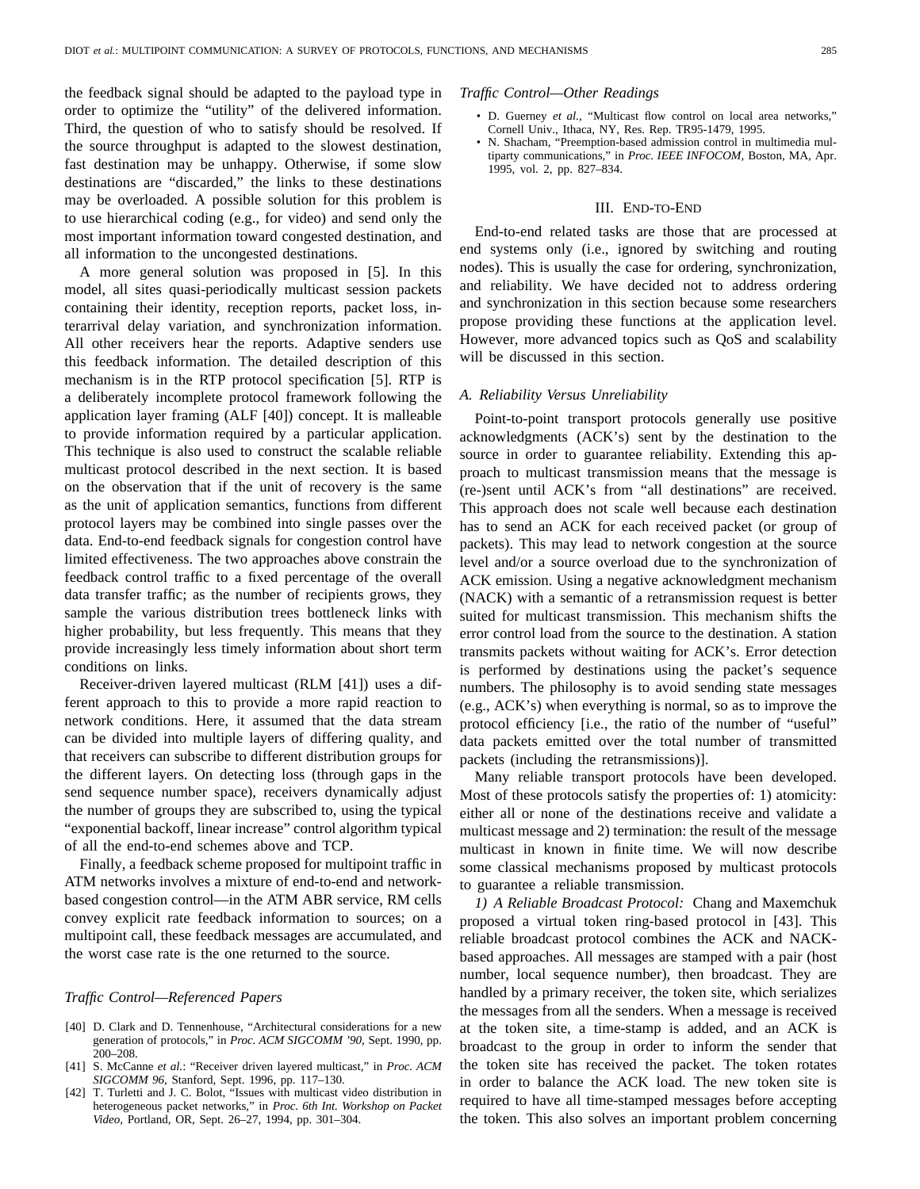the feedback signal should be adapted to the payload type in order to optimize the "utility" of the delivered information. Third, the question of who to satisfy should be resolved. If the source throughput is adapted to the slowest destination, fast destination may be unhappy. Otherwise, if some slow destinations are "discarded," the links to these destinations may be overloaded. A possible solution for this problem is to use hierarchical coding (e.g., for video) and send only the most important information toward congested destination, and all information to the uncongested destinations.

A more general solution was proposed in [5]. In this model, all sites quasi-periodically multicast session packets containing their identity, reception reports, packet loss, interarrival delay variation, and synchronization information. All other receivers hear the reports. Adaptive senders use this feedback information. The detailed description of this mechanism is in the RTP protocol specification [5]. RTP is a deliberately incomplete protocol framework following the application layer framing (ALF [40]) concept. It is malleable to provide information required by a particular application. This technique is also used to construct the scalable reliable multicast protocol described in the next section. It is based on the observation that if the unit of recovery is the same as the unit of application semantics, functions from different protocol layers may be combined into single passes over the data. End-to-end feedback signals for congestion control have limited effectiveness. The two approaches above constrain the feedback control traffic to a fixed percentage of the overall data transfer traffic; as the number of recipients grows, they sample the various distribution trees bottleneck links with higher probability, but less frequently. This means that they provide increasingly less timely information about short term conditions on links.

Receiver-driven layered multicast (RLM [41]) uses a different approach to this to provide a more rapid reaction to network conditions. Here, it assumed that the data stream can be divided into multiple layers of differing quality, and that receivers can subscribe to different distribution groups for the different layers. On detecting loss (through gaps in the send sequence number space), receivers dynamically adjust the number of groups they are subscribed to, using the typical "exponential backoff, linear increase" control algorithm typical of all the end-to-end schemes above and TCP.

Finally, a feedback scheme proposed for multipoint traffic in ATM networks involves a mixture of end-to-end and network-based congestion control—in the ATM ABR service, RM cells convey explicit rate feedback information to sources; on a multipoint call, these feedback messages are accumulated, and the worst case rate is the one returned to the source.

### *Traffic Control—Referenced Papers*

[40] D. Clark and D. Tennenhouse, "Architectural considerations for a new generation of protocols," in *Proc. ACM SIGCOMM '90*, Sept. 1990, pp. 200–208.

[41] S. McCanne *et al.*: "Receiver driven layered multicast," in *Proc. ACM SIGCOMM 96*, Stanford, Sept. 1996, pp. 117–130.

[42] T. Turletti and J. C. Bolot, "Issues with multicast video distribution in heterogeneous packet networks," in *Proc. 6th Int. Workshop on Packet Video*, Portland, OR, Sept. 26–27, 1994, pp. 301–304.

### *Traffic Control—Other Readings*

- D. Guerney *et al.*, "Multicast flow control on local area networks," Cornell Univ., Ithaca, NY, Res. Rep. TR95-1479, 1995.
- N. Shacham, "Preemption-based admission control in multimedia multiparty communications," in *Proc. IEEE INFOCOM*, Boston, MA, Apr. 1995, vol. 2, pp. 827–834.

## III. End-to-End

End-to-end related tasks are those that are processed at end systems only (i.e., ignored by switching and routing nodes). This is usually the case for ordering, synchronization, and reliability. We have decided not to address ordering and synchronization in this section because some researchers propose providing these functions at the application level. However, more advanced topics such as QoS and scalability will be discussed in this section.

### *A. Reliability Versus Unreliability*

Point-to-point transport protocols generally use positive acknowledgments (ACK's) sent by the destination to the source in order to guarantee reliability. Extending this approach to multicast transmission means that the message is (re-)sent until ACK's from "all destinations" are received. This approach does not scale well because each destination has to send an ACK for each received packet (or group of packets). This may lead to network congestion at the source level and/or a source overload due to the synchronization of ACK emission. Using a negative acknowledgment mechanism (NACK) with a semantic of a retransmission request is better suited for multicast transmission. This mechanism shifts the error control load from the source to the destination. A station transmits packets without waiting for ACK's. Error detection is performed by destinations using the packet's sequence numbers. The philosophy is to avoid sending state messages (e.g., ACK's) when everything is normal, so as to improve the protocol efficiency [i.e., the ratio of the number of "useful" data packets emitted over the total number of transmitted packets (including the retransmissions)].

Many reliable transport protocols have been developed. Most of these protocols satisfy the properties of: 1) atomicity: either all or none of the destinations receive and validate a multicast message and 2) termination: the result of the message multicast in known in finite time. We will now describe some classical mechanisms proposed by multicast protocols to guarantee a reliable transmission.

*1) A Reliable Broadcast Protocol:* Chang and Maxemchuk proposed a virtual token ring-based protocol in [43]. This reliable broadcast protocol combines the ACK and NACK-based approaches. All messages are stamped with a pair (host number, local sequence number), then broadcast. They are handled by a primary receiver, the token site, which serializes the messages from all the senders. When a message is received at the token site, a time-stamp is added, and an ACK is broadcast to the group in order to inform the sender that the token site has received the packet. The token rotates in order to balance the ACK load. The new token site is required to have all time-stamped messages before accepting the token. This also solves an important problem concerning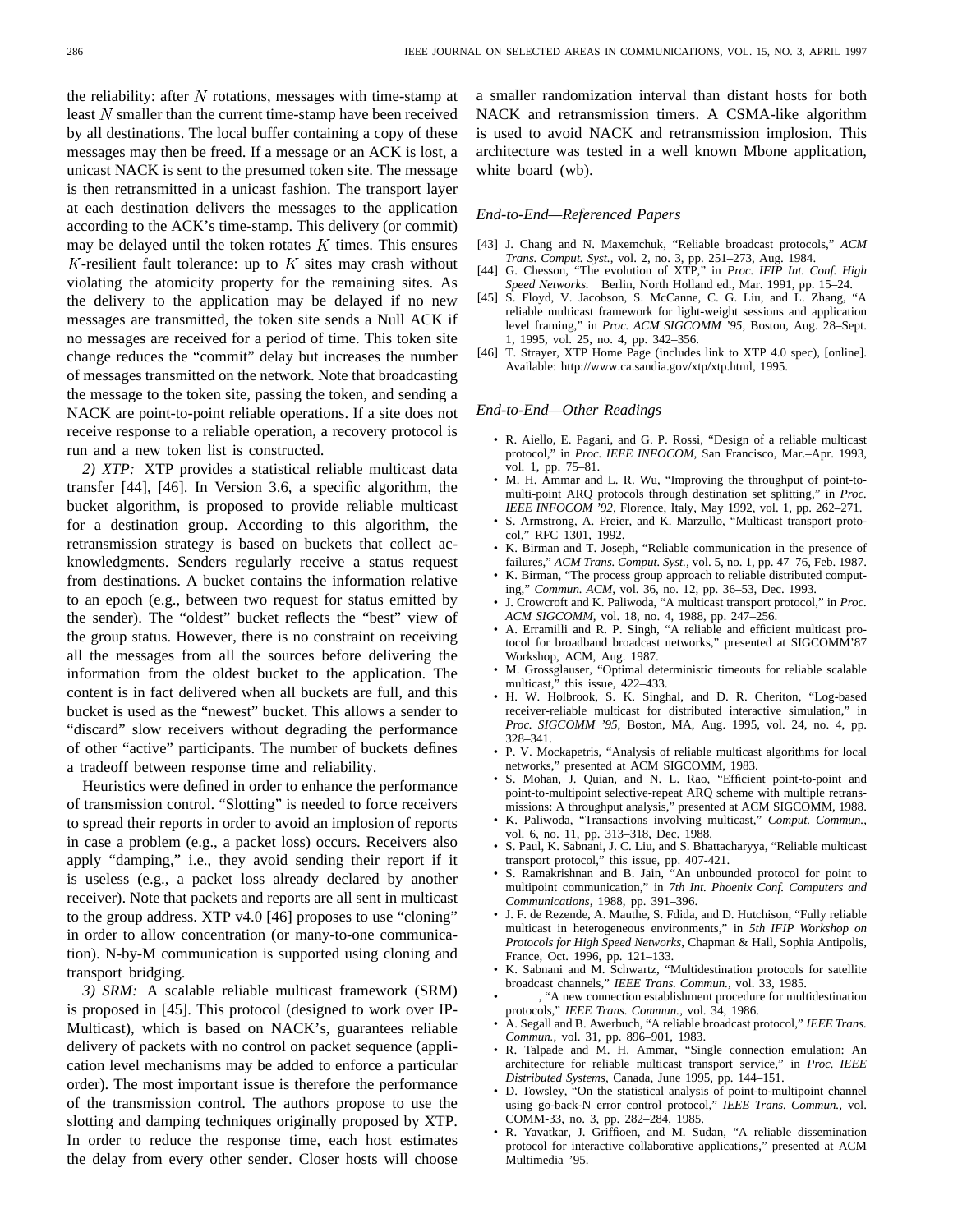the reliability: after $N$ rotations, messages with time-stamp at least $N$ smaller than the current time-stamp have been received by all destinations. The local buffer containing a copy of these messages may then be freed. If a message or an ACK is lost, a unicast NACK is sent to the presumed token site. The message is then retransmitted in a unicast fashion. The transport layer at each destination delivers the messages to the application according to the ACK's time-stamp. This delivery (or commit) may be delayed until the token rotates $K$ times. This ensures $K$-resilient fault tolerance: up to $K$ sites may crash without violating the atomicity property for the remaining sites. As the delivery to the application may be delayed if no new messages are transmitted, the token site sends a Null ACK if no messages are received for a period of time. This token site change reduces the "commit" delay but increases the number of messages transmitted on the network. Note that broadcasting the message to the token site, passing the token, and sending a NACK are point-to-point reliable operations. If a site does not receive response to a reliable operation, a recovery protocol is run and a new token list is constructed.

*2) XTP:* XTP provides a statistical reliable multicast data transfer [44], [46]. In Version 3.6, a specific algorithm, the bucket algorithm, is proposed to provide reliable multicast for a destination group. According to this algorithm, the retransmission strategy is based on buckets that collect acknowledgments. Senders regularly receive a status request from destinations. A bucket contains the information relative to an epoch (e.g., between two request for status emitted by the sender). The "oldest" bucket reflects the "best" view of the group status. However, there is no constraint on receiving all the messages from all the sources before delivering the information from the oldest bucket to the application. The content is in fact delivered when all buckets are full, and this bucket is used as the "newest" bucket. This allows a sender to "discard" slow receivers without degrading the performance of other "active" participants. The number of buckets defines a tradeoff between response time and reliability.

Heuristics were defined in order to enhance the performance of transmission control. "Slotting" is needed to force receivers to spread their reports in order to avoid an implosion of reports in case a problem (e.g., a packet loss) occurs. Receivers also apply "damping," i.e., they avoid sending their report if it is useless (e.g., a packet loss already declared by another receiver). Note that packets and reports are all sent in multicast to the group address. XTP v4.0 [46] proposes to use "cloning" in order to allow concentration (or many-to-one communication). N-by-M communication is supported using cloning and transport bridging.

*3) SRM:* A scalable reliable multicast framework (SRM) is proposed in [45]. This protocol (designed to work over IP-Multicast), which is based on NACK's, guarantees reliable delivery of packets with no control on packet sequence (application level mechanisms may be added to enforce a particular order). The most important issue is therefore the performance of the transmission control. The authors propose to use the slotting and damping techniques originally proposed by XTP. In order to reduce the response time, each host estimates the delay from every other sender. Closer hosts will choose a smaller randomization interval than distant hosts for both NACK and retransmission timers. A CSMA-like algorithm is used to avoid NACK and retransmission implosion. This architecture was tested in a well known Mbone application, white board (wb).

### *End-to-End—Referenced Papers*

[43] J. Chang and N. Maxemchuk, "Reliable broadcast protocols," *ACM Trans. Comput. Syst.*, vol. 2, no. 3, pp. 251–273, Aug. 1984.
[44] G. Chesson, "The evolution of XTP," in *Proc. IFIP Int. Conf. High Speed Networks.* Berlin, North Holland ed., Mar. 1991, pp. 15–24.
[45] S. Floyd, V. Jacobson, S. McCanne, C. G. Liu, and L. Zhang, "A reliable multicast framework for light-weight sessions and application level framing," in *Proc. ACM SIGCOMM '95*, Boston, Aug. 28–Sept. 1, 1995, vol. 25, no. 4, pp. 342–356.
[46] T. Strayer, XTP Home Page (includes link to XTP 4.0 spec), [online]. Available: http://www.ca.sandia.gov/xtp/xtp.html, 1995.

### *End-to-End—Other Readings*

- R. Aiello, E. Pagani, and G. P. Rossi, "Design of a reliable multicast protocol," in *Proc. IEEE INFOCOM*, San Francisco, Mar.–Apr. 1993, vol. 1, pp. 75–81.
- M. H. Ammar and L. R. Wu, "Improving the throughput of point-to-multi-point ARQ protocols through destination set splitting," in *Proc. IEEE INFOCOM '92*, Florence, Italy, May 1992, vol. 1, pp. 262–271.
- S. Armstrong, A. Freier, and K. Marzullo, "Multicast transport protocol," RFC 1301, 1992.
- K. Birman and T. Joseph, "Reliable communication in the presence of failures," *ACM Trans. Comput. Syst.*, vol. 5, no. 1, pp. 47–76, Feb. 1987.
- K. Birman, "The process group approach to reliable distributed computing," *Commun. ACM*, vol. 36, no. 12, pp. 36–53, Dec. 1993.
- J. Crowcroft and K. Paliwoda, "A multicast transport protocol," in *Proc. ACM SIGCOMM*, vol. 18, no. 4, 1988, pp. 247–256.
- A. Erramilli and R. P. Singh, "A reliable and efficient multicast protocol for broadband broadcast networks," presented at SIGCOMM'87 Workshop, ACM, Aug. 1987.
- M. Grossglauser, "Optimal deterministic timeouts for reliable scalable multicast," this issue, 422–433.
- H. W. Holbrook, S. K. Singhal, and D. R. Cheriton, "Log-based receiver-reliable multicast for distributed interactive simulation," in *Proc. SIGCOMM '95*, Boston, MA, Aug. 1995, vol. 24, no. 4, pp. 328–341.
- P. V. Mockapetris, "Analysis of reliable multicast algorithms for local networks," presented at ACM SIGCOMM, 1983.
- S. Mohan, J. Quian, and N. L. Rao, "Efficient point-to-point and point-to-multipoint selective-repeat ARQ scheme with multiple retransmissions: A throughput analysis," presented at ACM SIGCOMM, 1988.
- K. Paliwoda, "Transactions involving multicast," *Comput. Commun.*, vol. 6, no. 11, pp. 313–318, Dec. 1988.
- S. Paul, K. Sabnani, J. C. Liu, and S. Bhattacharyya, "Reliable multicast transport protocol," this issue, pp. 407-421.
- S. Ramakrishnan and B. Jain, "An unbounded protocol for point to multipoint communication," in *7th Int. Phoenix Conf. Computers and Communications*, 1988, pp. 391–396.
- J. F. de Rezende, A. Mauthe, S. Fdida, and D. Hutchison, "Fully reliable multicast in heterogeneous environments," in *5th IFIP Workshop on Protocols for High Speed Networks*, Chapman & Hall, Sophia Antipolis, France, Oct. 1996, pp. 121–133.
- K. Sabnani and M. Schwartz, "Multidestination protocols for satellite broadcast channels," *IEEE Trans. Commun.*, vol. 33, 1985.
- ——, "A new connection establishment procedure for multidestination protocols," *IEEE Trans. Commun.*, vol. 34, 1986.
- A. Segall and B. Awerbuch, "A reliable broadcast protocol," *IEEE Trans. Commun.*, vol. 31, pp. 896–901, 1983.
- R. Talpade and M. H. Ammar, "Single connection emulation: An architecture for reliable multicast transport service," in *Proc. IEEE Distributed Systems*, Canada, June 1995, pp. 144–151.
- D. Towsley, "On the statistical analysis of point-to-multipoint channel using go-back-N error control protocol," *IEEE Trans. Commun.*, vol. COMM-33, no. 3, pp. 282–284, 1985.
- R. Yavatkar, J. Griffioen, and M. Sudan, "A reliable dissemination protocol for interactive collaborative applications," presented at ACM Multimedia '95.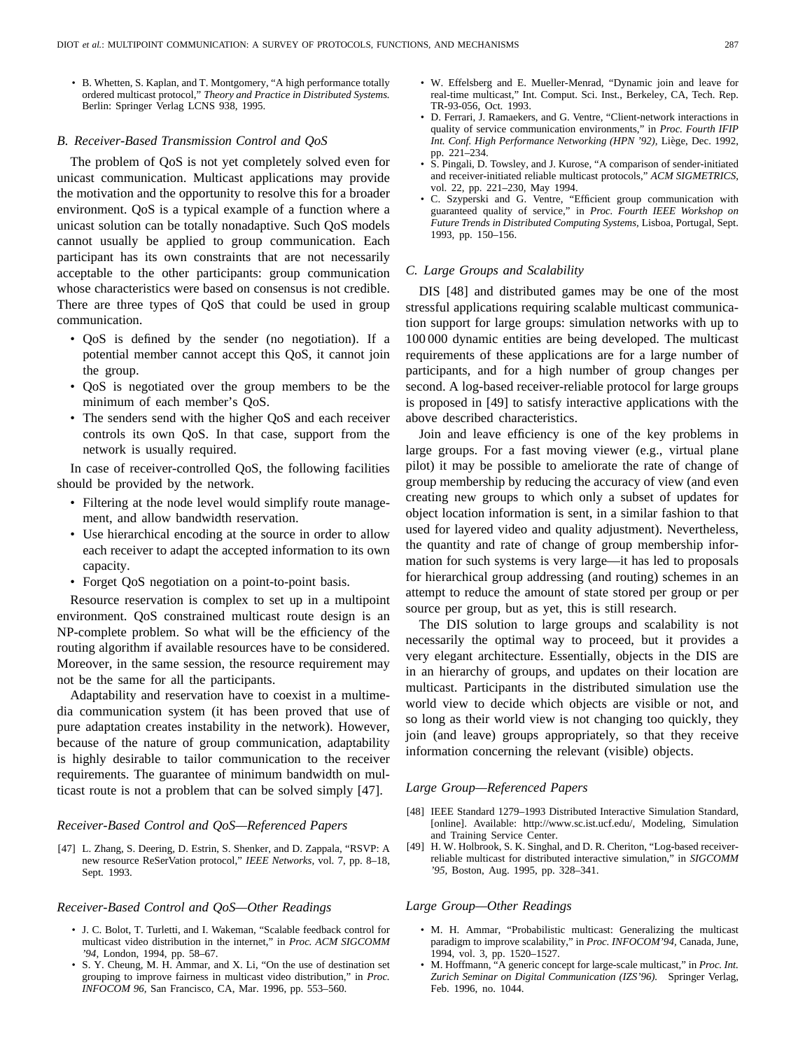- B. Whetten, S. Kaplan, and T. Montgomery, "A high performance totally ordered multicast protocol," *Theory and Practice in Distributed Systems.* Berlin: Springer Verlag LCNS 938, 1995.

### *B. Receiver-Based Transmission Control and QoS*

The problem of QoS is not yet completely solved even for unicast communication. Multicast applications may provide the motivation and the opportunity to resolve this for a broader environment. QoS is a typical example of a function where a unicast solution can be totally nonadaptive. Such QoS models cannot usually be applied to group communication. Each participant has its own constraints that are not necessarily acceptable to the other participants: group communication whose characteristics were based on consensus is not credible. There are three types of QoS that could be used in group communication.

- QoS is defined by the sender (no negotiation). If a potential member cannot accept this QoS, it cannot join the group.
- QoS is negotiated over the group members to be the minimum of each member's QoS.
- The senders send with the higher QoS and each receiver controls its own QoS. In that case, support from the network is usually required.

In case of receiver-controlled QoS, the following facilities should be provided by the network.

- Filtering at the node level would simplify route management, and allow bandwidth reservation.
- Use hierarchical encoding at the source in order to allow each receiver to adapt the accepted information to its own capacity.
- Forget QoS negotiation on a point-to-point basis.

Resource reservation is complex to set up in a multipoint environment. QoS constrained multicast route design is an NP-complete problem. So what will be the efficiency of the routing algorithm if available resources have to be considered. Moreover, in the same session, the resource requirement may not be the same for all the participants.

Adaptability and reservation have to coexist in a multimedia communication system (it has been proved that use of pure adaptation creates instability in the network). However, because of the nature of group communication, adaptability is highly desirable to tailor communication to the receiver requirements. The guarantee of minimum bandwidth on multicast route is not a problem that can be solved simply [47].

#### *Receiver-Based Control and QoS—Referenced Papers*

[47] L. Zhang, S. Deering, D. Estrin, S. Shenker, and D. Zappala, "RSVP: A new resource ReSerVation protocol," *IEEE Networks,* vol. 7, pp. 8–18, Sept. 1993.

#### *Receiver-Based Control and QoS—Other Readings*

- J. C. Bolot, T. Turletti, and I. Wakeman, "Scalable feedback control for multicast video distribution in the internet," in *Proc. ACM SIGCOMM '94,* London, 1994, pp. 58–67.
- S. Y. Cheung, M. H. Ammar, and X. Li, "On the use of destination set grouping to improve fairness in multicast video distribution," in *Proc. INFOCOM 96,* San Francisco, CA, Mar. 1996, pp. 553–560.
- W. Effelsberg and E. Mueller-Menrad, "Dynamic join and leave for real-time multicast," Int. Comput. Sci. Inst., Berkeley, CA, Tech. Rep. TR-93-056, Oct. 1993.
- D. Ferrari, J. Ramaekers, and G. Ventre, "Client-network interactions in quality of service communication environments," in *Proc. Fourth IFIP Int. Conf. High Performance Networking (HPN '92),* Liège, Dec. 1992, pp. 221–234.
- S. Pingali, D. Towsley, and J. Kurose, "A comparison of sender-initiated and receiver-initiated reliable multicast protocols," *ACM SIGMETRICS,* vol. 22, pp. 221–230, May 1994.
- C. Szyperski and G. Ventre, "Efficient group communication with guaranteed quality of service," in *Proc. Fourth IEEE Workshop on Future Trends in Distributed Computing Systems,* Lisboa, Portugal, Sept. 1993, pp. 150–156.

### *C. Large Groups and Scalability*

DIS [48] and distributed games may be one of the most stressful applications requiring scalable multicast communication support for large groups: simulation networks with up to 100 000 dynamic entities are being developed. The multicast requirements of these applications are for a large number of participants, and for a high number of group changes per second. A log-based receiver-reliable protocol for large groups is proposed in [49] to satisfy interactive applications with the above described characteristics.

Join and leave efficiency is one of the key problems in large groups. For a fast moving viewer (e.g., virtual plane pilot) it may be possible to ameliorate the rate of change of group membership by reducing the accuracy of view (and even creating new groups to which only a subset of updates for object location information is sent, in a similar fashion to that used for layered video and quality adjustment). Nevertheless, the quantity and rate of change of group membership information for such systems is very large—it has led to proposals for hierarchical group addressing (and routing) schemes in an attempt to reduce the amount of state stored per group or per source per group, but as yet, this is still research.

The DIS solution to large groups and scalability is not necessarily the optimal way to proceed, but it provides a very elegant architecture. Essentially, objects in the DIS are in an hierarchy of groups, and updates on their location are multicast. Participants in the distributed simulation use the world view to decide which objects are visible or not, and so long as their world view is not changing too quickly, they join (and leave) groups appropriately, so that they receive information concerning the relevant (visible) objects.

#### *Large Group—Referenced Papers*

[48] IEEE Standard 1279–1993 Distributed Interactive Simulation Standard, [online]. Available: http://www.sc.ist.ucf.edu/, Modeling, Simulation and Training Service Center.

[49] H. W. Holbrook, S. K. Singhal, and D. R. Cheriton, "Log-based receiver-reliable multicast for distributed interactive simulation," in *SIGCOMM '95,* Boston, Aug. 1995, pp. 328–341.

#### *Large Group—Other Readings*

- M. H. Ammar, "Probabilistic multicast: Generalizing the multicast paradigm to improve scalability," in *Proc. INFOCOM'94,* Canada, June, 1994, vol. 3, pp. 1520–1527.
- M. Hoffmann, "A generic concept for large-scale multicast," in *Proc. Int. Zurich Seminar on Digital Communication (IZS'96).* Springer Verlag, Feb. 1996, no. 1044.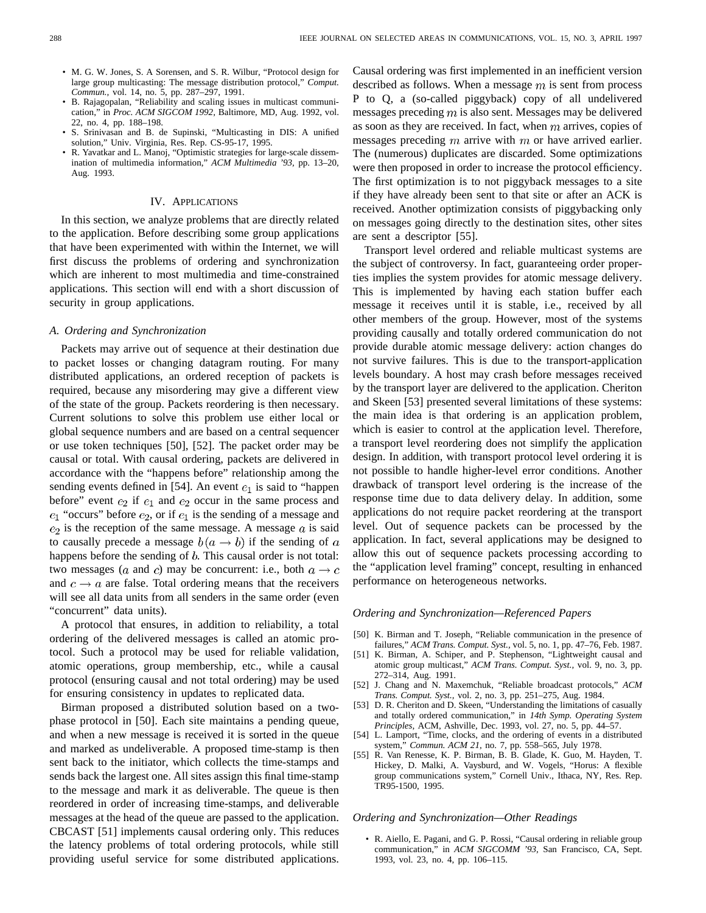- M. G. W. Jones, S. A Sorensen, and S. R. Wilbur, "Protocol design for large group multicasting: The message distribution protocol," *Comput. Commun.,* vol. 14, no. 5, pp. 287–297, 1991.
- B. Rajagopalan, "Reliability and scaling issues in multicast communication," in *Proc. ACM SIGCOM 1992,* Baltimore, MD, Aug. 1992, vol. 22, no. 4, pp. 188–198.
- S. Srinivasan and B. de Supinski, "Multicasting in DIS: A unified solution," Univ. Virginia, Res. Rep. CS-95-17, 1995.
- R. Yavatkar and L. Manoj, "Optimistic strategies for large-scale dissemination of multimedia information," *ACM Multimedia '93,* pp. 13–20, Aug. 1993.

## IV. Applications

In this section, we analyze problems that are directly related to the application. Before describing some group applications that have been experimented with within the Internet, we will first discuss the problems of ordering and synchronization which are inherent to most multimedia and time-constrained applications. This section will end with a short discussion of security in group applications.

### *A. Ordering and Synchronization*

Packets may arrive out of sequence at their destination due to packet losses or changing datagram routing. For many distributed applications, an ordered reception of packets is required, because any misordering may give a different view of the state of the group. Packets reordering is then necessary. Current solutions to solve this problem use either local or global sequence numbers and are based on a central sequencer or use token techniques [50], [52]. The packet order may be causal or total. With causal ordering, packets are delivered in accordance with the "happens before" relationship among the sending events defined in [54]. An event $e_1$ is said to "happen before" event $e_2$ if $e_1$ and $e_2$ occur in the same process and $e_1$ "occurs" before $e_2$, or if $e_1$ is the sending of a message and $e_2$ is the reception of the same message. A message $a$ is said to causally precede a message $b (a \rightarrow b)$ if the sending of $a$ happens before the sending of $b$. This causal order is not total: two messages ($a$ and $c$) may be concurrent: i.e., both $a \rightarrow c$ and $c \rightarrow a$ are false. Total ordering means that the receivers will see all data units from all senders in the same order (even "concurrent" data units).

A protocol that ensures, in addition to reliability, a total ordering of the delivered messages is called an atomic protocol. Such a protocol may be used for reliable validation, atomic operations, group membership, etc., while a causal protocol (ensuring causal and not total ordering) may be used for ensuring consistency in updates to replicated data.

Birman proposed a distributed solution based on a two-phase protocol in [50]. Each site maintains a pending queue, and when a new message is received it is sorted in the queue and marked as undeliverable. A proposed time-stamp is then sent back to the initiator, which collects the time-stamps and sends back the largest one. All sites assign this final time-stamp to the message and mark it as deliverable. The queue is then reordered in order of increasing time-stamps, and deliverable messages at the head of the queue are passed to the application. CBCAST [51] implements causal ordering only. This reduces the latency problems of total ordering protocols, while still providing useful service for some distributed applications. Causal ordering was first implemented in an inefficient version described as follows. When a message $m$ is sent from process P to Q, a (so-called piggyback) copy of all undelivered messages preceding $m$ is also sent. Messages may be delivered as soon as they are received. In fact, when $m$ arrives, copies of messages preceding $m$ arrive with $m$ or have arrived earlier. The (numerous) duplicates are discarded. Some optimizations were then proposed in order to increase the protocol efficiency. The first optimization is to not piggyback messages to a site if they have already been sent to that site or after an ACK is received. Another optimization consists of piggybacking only on messages going directly to the destination sites, other sites are sent a descriptor [55].

Transport level ordered and reliable multicast systems are the subject of controversy. In fact, guaranteeing order properties implies the system provides for atomic message delivery. This is implemented by having each station buffer each message it receives until it is stable, i.e., received by all other members of the group. However, most of the systems providing causally and totally ordered communication do not provide durable atomic message delivery: action changes do not survive failures. This is due to the transport-application levels boundary. A host may crash before messages received by the transport layer are delivered to the application. Cheriton and Skeen [53] presented several limitations of these systems: the main idea is that ordering is an application problem, which is easier to control at the application level. Therefore, a transport level reordering does not simplify the application design. In addition, with transport protocol level ordering it is not possible to handle higher-level error conditions. Another drawback of transport level ordering is the increase of the response time due to data delivery delay. In addition, some applications do not require packet reordering at the transport level. Out of sequence packets can be processed by the application. In fact, several applications may be designed to allow this out of sequence packets processing according to the "application level framing" concept, resulting in enhanced performance on heterogeneous networks.

### *Ordering and Synchronization—Referenced Papers*

[50] K. Birman and T. Joseph, "Reliable communication in the presence of failures," *ACM Trans. Comput. Syst.,* vol. 5, no. 1, pp. 47–76, Feb. 1987.

[51] K. Birman, A. Schiper, and P. Stephenson, "Lightweight causal and atomic group multicast," *ACM Trans. Comput. Syst.,* vol. 9, no. 3, pp. 272–314, Aug. 1991.

[52] J. Chang and N. Maxemchuk, "Reliable broadcast protocols," *ACM Trans. Comput. Syst.,* vol. 2, no. 3, pp. 251–275, Aug. 1984.

[53] D. R. Cheriton and D. Skeen, "Understanding the limitations of causally and totally ordered communication," in *14th Symp. Operating System Principles,* ACM, Ashville, Dec. 1993, vol. 27, no. 5, pp. 44–57.

[54] L. Lamport, "Time, clocks, and the ordering of events in a distributed system," *Commun. ACM 21,* no. 7, pp. 558–565, July 1978.

[55] R. Van Renesse, K. P. Birman, B. B. Glade, K. Guo, M. Hayden, T. Hickey, D. Malki, A. Vaysburd, and W. Vogels, "Horus: A flexible group communications system," Cornell Univ., Ithaca, NY, Res. Rep. TR95-1500, 1995.

### *Ordering and Synchronization—Other Readings*

- R. Aiello, E. Pagani, and G. P. Rossi, "Causal ordering in reliable group communication," in *ACM SIGCOMM '93,* San Francisco, CA, Sept. 1993, vol. 23, no. 4, pp. 106–115.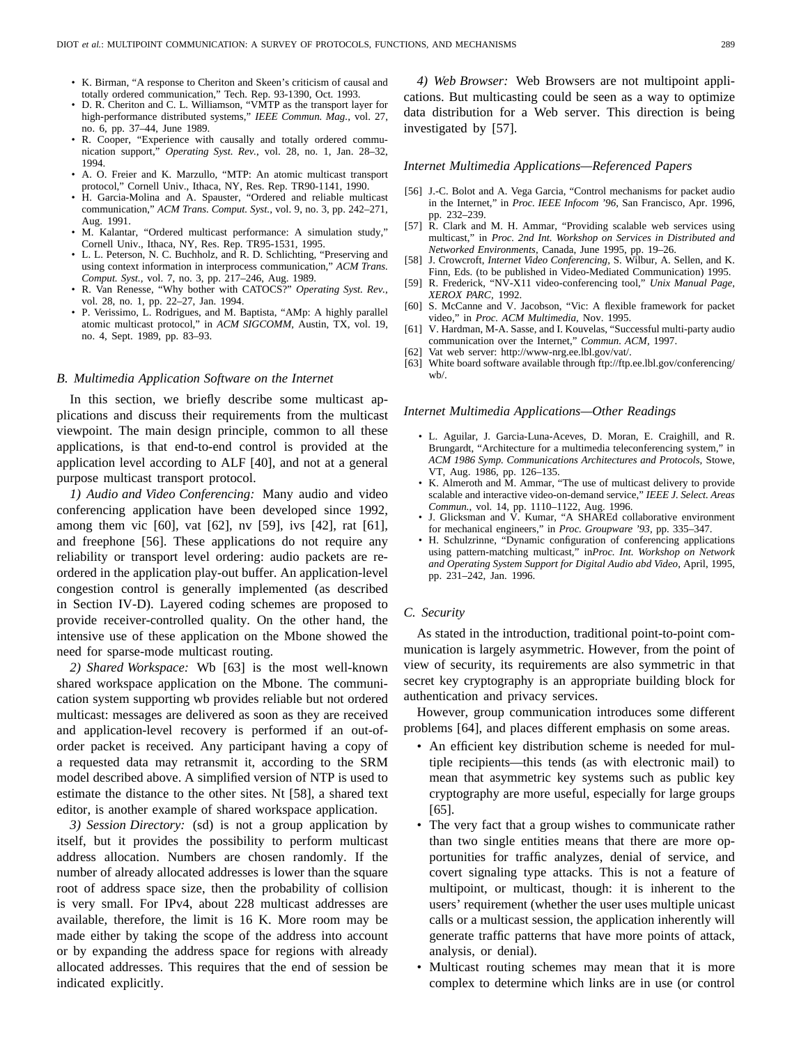- K. Birman, "A response to Cheriton and Skeen's criticism of causal and totally ordered communication," Tech. Rep. 93-1390, Oct. 1993.
- D. R. Cheriton and C. L. Williamson, "VMTP as the transport layer for high-performance distributed systems," *IEEE Commun. Mag.*, vol. 27, no. 6, pp. 37–44, June 1989.
- R. Cooper, "Experience with causally and totally ordered communication support," *Operating Syst. Rev.*, vol. 28, no. 1, Jan. 28–32, 1994.
- A. O. Freier and K. Marzullo, "MTP: An atomic multicast transport protocol," Cornell Univ., Ithaca, NY, Res. Rep. TR90-1141, 1990.
- H. Garcia-Molina and A. Spauster, "Ordered and reliable multicast communication," *ACM Trans. Comput. Syst.*, vol. 9, no. 3, pp. 242–271, Aug. 1991.
- M. Kalantar, "Ordered multicast performance: A simulation study," Cornell Univ., Ithaca, NY, Res. Rep. TR95-1531, 1995.
- L. L. Peterson, N. C. Buchholz, and R. D. Schlichting, "Preserving and using context information in interprocess communication," *ACM Trans. Comput. Syst.*, vol. 7, no. 3, pp. 217–246, Aug. 1989.
- R. Van Renesse, "Why bother with CATOCS?" *Operating Syst. Rev.*, vol. 28, no. 1, pp. 22–27, Jan. 1994.
- P. Verissimo, L. Rodrigues, and M. Baptista, "AMp: A highly parallel atomic multicast protocol," in *ACM SIGCOMM*, Austin, TX, vol. 19, no. 4, Sept. 1989, pp. 83–93.

### B. Multimedia Application Software on the Internet

In this section, we briefly describe some multicast applications and discuss their requirements from the multicast viewpoint. The main design principle, common to all these applications, is that end-to-end control is provided at the application level according to ALF [40], and not at a general purpose multicast transport protocol.

*1) Audio and Video Conferencing:* Many audio and video conferencing application have been developed since 1992, among them vic [60], vat [62], nv [59], ivs [42], rat [61], and freephone [56]. These applications do not require any reliability or transport level ordering: audio packets are reordered in the application play-out buffer. An application-level congestion control is generally implemented (as described in Section IV-D). Layered coding schemes are proposed to provide receiver-controlled quality. On the other hand, the intensive use of these application on the Mbone showed the need for sparse-mode multicast routing.

*2) Shared Workspace:* Wb [63] is the most well-known shared workspace application on the Mbone. The communication system supporting wb provides reliable but not ordered multicast: messages are delivered as soon as they are received and application-level recovery is performed if an out-of-order packet is received. Any participant having a copy of a requested data may retransmit it, according to the SRM model described above. A simplified version of NTP is used to estimate the distance to the other sites. Nt [58], a shared text editor, is another example of shared workspace application.

*3) Session Directory:* (sd) is not a group application by itself, but it provides the possibility to perform multicast address allocation. Numbers are chosen randomly. If the number of already allocated addresses is lower than the square root of address space size, then the probability of collision is very small. For IPv4, about 228 multicast addresses are available, therefore, the limit is 16 K. More room may be made either by taking the scope of the address into account or by expanding the address space for regions with already allocated addresses. This requires that the end of session be indicated explicitly.

*4) Web Browser:* Web Browsers are not multipoint applications. But multicasting could be seen as a way to optimize data distribution for a Web server. This direction is being investigated by [57].

#### *Internet Multimedia Applications—Referenced Papers*

[56] J.-C. Bolot and A. Vega Garcia, "Control mechanisms for packet audio in the Internet," in *Proc. IEEE Infocom '96*, San Francisco, Apr. 1996, pp. 232–239.
[57] R. Clark and M. H. Ammar, "Providing scalable web services using multicast," in *Proc. 2nd Int. Workshop on Services in Distributed and Networked Environments*, Canada, June 1995, pp. 19–26.
[58] J. Crowcroft, *Internet Video Conferencing*, S. Wilbur, A. Sellen, and K. Finn, Eds. (to be published in Video-Mediated Communication) 1995.
[59] R. Frederick, "NV-X11 video-conferencing tool," *Unix Manual Page, XEROX PARC*, 1992.
[60] S. McCanne and V. Jacobson, "Vic: A flexible framework for packet video," in *Proc. ACM Multimedia*, Nov. 1995.
[61] V. Hardman, M-A. Sasse, and I. Kouvelas, "Successful multi-party audio communication over the Internet," *Commun. ACM*, 1997.
[62] Vat web server: http://www-nrg.ee.lbl.gov/vat/.
[63] White board software available through ftp://ftp.ee.lbl.gov/conferencing/wb/.

#### *Internet Multimedia Applications—Other Readings*

- L. Aguilar, J. Garcia-Luna-Aceves, D. Moran, E. Craighill, and R. Brungardt, "Architecture for a multimedia teleconferencing system," in *ACM 1986 Symp. Communications Architectures and Protocols*, Stowe, VT, Aug. 1986, pp. 126–135.
- K. Almeroth and M. Ammar, "The use of multicast delivery to provide scalable and interactive video-on-demand service," *IEEE J. Select. Areas Commun.*, vol. 14, pp. 1110–1122, Aug. 1996.
- J. Glicksman and V. Kumar, "A SHAREd collaborative environment for mechanical engineers," in *Proc. Groupware '93*, pp. 335–347.
- H. Schulzrinne, "Dynamic configuration of conferencing applications using pattern-matching multicast," in*Proc. Int. Workshop on Network and Operating System Support for Digital Audio abd Video*, April, 1995, pp. 231–242, Jan. 1996.

### C. Security

As stated in the introduction, traditional point-to-point communication is largely asymmetric. However, from the point of view of security, its requirements are also symmetric in that secret key cryptography is an appropriate building block for authentication and privacy services.

However, group communication introduces some different problems [64], and places different emphasis on some areas.

- An efficient key distribution scheme is needed for multiple recipients—this tends (as with electronic mail) to mean that asymmetric key systems such as public key cryptography are more useful, especially for large groups [65].
- The very fact that a group wishes to communicate rather than two single entities means that there are more opportunities for traffic analyzes, denial of service, and covert signaling type attacks. This is not a feature of multipoint, or multicast, though: it is inherent to the users' requirement (whether the user uses multiple unicast calls or a multicast session, the application inherently will generate traffic patterns that have more points of attack, analysis, or denial).
- Multicast routing schemes may mean that it is more complex to determine which links are in use (or control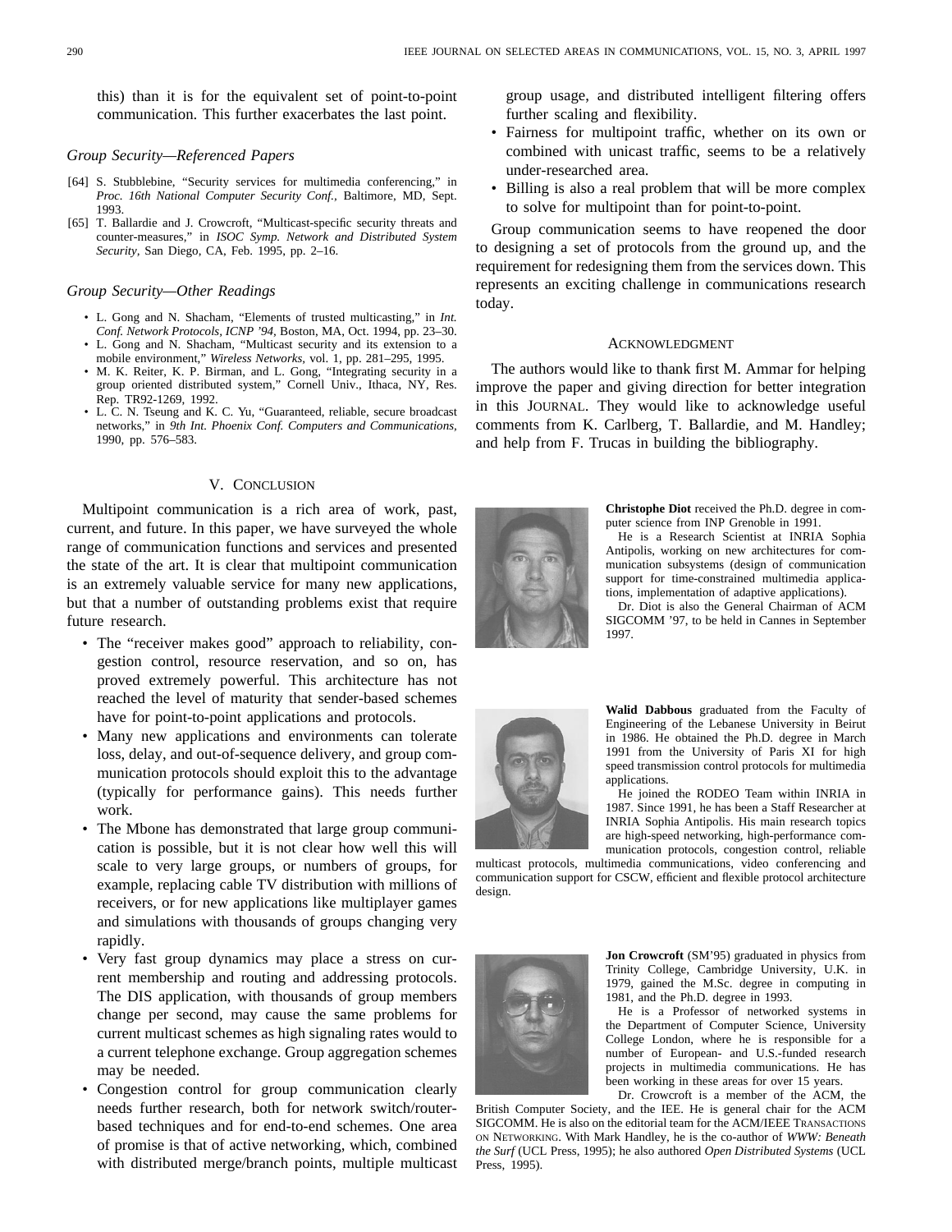this) than it is for the equivalent set of point-to-point communication. This further exacerbates the last point.

### *Group Security—Referenced Papers*

[64] S. Stubblebine, "Security services for multimedia conferencing," in *Proc. 16th National Computer Security Conf.*, Baltimore, MD, Sept. 1993.

[65] T. Ballardie and J. Crowcroft, "Multicast-specific security threats and counter-measures," in *ISOC Symp. Network and Distributed System Security*, San Diego, CA, Feb. 1995, pp. 2–16.

### *Group Security—Other Readings*

- L. Gong and N. Shacham, "Elements of trusted multicasting," in *Int. Conf. Network Protocols, ICNP '94*, Boston, MA, Oct. 1994, pp. 23–30.
- L. Gong and N. Shacham, "Multicast security and its extension to a mobile environment," *Wireless Networks*, vol. 1, pp. 281–295, 1995.
- M. K. Reiter, K. P. Birman, and L. Gong, "Integrating security in a group oriented distributed system," Cornell Univ., Ithaca, NY, Res. Rep. TR92-1269, 1992.
- L. C. N. Tseung and K. C. Yu, "Guaranteed, reliable, secure broadcast networks," in *9th Int. Phoenix Conf. Computers and Communications*, 1990, pp. 576–583.

## V. Conclusion

Multipoint communication is a rich area of work, past, current, and future. In this paper, we have surveyed the whole range of communication functions and services and presented the state of the art. It is clear that multipoint communication is an extremely valuable service for many new applications, but that a number of outstanding problems exist that require future research.

- The "receiver makes good" approach to reliability, congestion control, resource reservation, and so on, has proved extremely powerful. This architecture has not reached the level of maturity that sender-based schemes have for point-to-point applications and protocols.
- Many new applications and environments can tolerate loss, delay, and out-of-sequence delivery, and group communication protocols should exploit this to the advantage (typically for performance gains). This needs further work.
- The Mbone has demonstrated that large group communication is possible, but it is not clear how well this will scale to very large groups, or numbers of groups, for example, replacing cable TV distribution with millions of receivers, or for new applications like multiplayer games and simulations with thousands of groups changing very rapidly.
- Very fast group dynamics may place a stress on current membership and routing and addressing protocols. The DIS application, with thousands of group members change per second, may cause the same problems for current multicast schemes as high signaling rates would to a current telephone exchange. Group aggregation schemes may be needed.
- Congestion control for group communication clearly needs further research, both for network switch/router-based techniques and for end-to-end schemes. One area of promise is that of active networking, which, combined with distributed merge/branch points, multiple multicast group usage, and distributed intelligent filtering offers further scaling and flexibility.
- Fairness for multipoint traffic, whether on its own or combined with unicast traffic, seems to be a relatively under-researched area.
- Billing is also a real problem that will be more complex to solve for multipoint than for point-to-point.

Group communication seems to have reopened the door to designing a set of protocols from the ground up, and the requirement for redesigning them from the services down. This represents an exciting challenge in communications research today.

## Acknowledgment

The authors would like to thank first M. Ammar for helping improve the paper and giving direction for better integration in this Journal. They would like to acknowledge useful comments from K. Carlberg, T. Ballardie, and M. Handley; and help from F. Trucas in building the bibliography.

**Christophe Diot** received the Ph.D. degree in computer science from INP Grenoble in 1991.

He is a Research Scientist at INRIA Sophia Antipolis, working on new architectures for communication subsystems (design of communication support for time-constrained multimedia applications, implementation of adaptive applications).

Dr. Diot is also the General Chairman of ACM SIGCOMM '97, to be held in Cannes in September 1997.

**Walid Dabbous** graduated from the Faculty of Engineering of the Lebanese University in Beirut in 1986. He obtained the Ph.D. degree in March 1991 from the University of Paris XI for high speed transmission control protocols for multimedia applications.

He joined the RODEO Team within INRIA in 1987. Since 1991, he has been a Staff Researcher at INRIA Sophia Antipolis. His main research topics are high-speed networking, high-performance communication protocols, congestion control, reliable multicast protocols, multimedia communications, video conferencing and communication support for CSCW, efficient and flexible protocol architecture design.

**Jon Crowcroft** (SM'95) graduated in physics from Trinity College, Cambridge University, U.K. in 1979, gained the M.Sc. degree in computing in 1981, and the Ph.D. degree in 1993.

He is a Professor of networked systems in the Department of Computer Science, University College London, where he is responsible for a number of European- and U.S.-funded research projects in multimedia communications. He has been working in these areas for over 15 years.

Dr. Crowcroft is a member of the ACM, the British Computer Society, and the IEE. He is general chair for the ACM SIGCOMM. He is also on the editorial team for the ACM/IEEE Transactions on Networking. With Mark Handley, he is the co-author of *WWW: Beneath the Surf* (UCL Press, 1995); he also authored *Open Distributed Systems* (UCL Press, 1995).